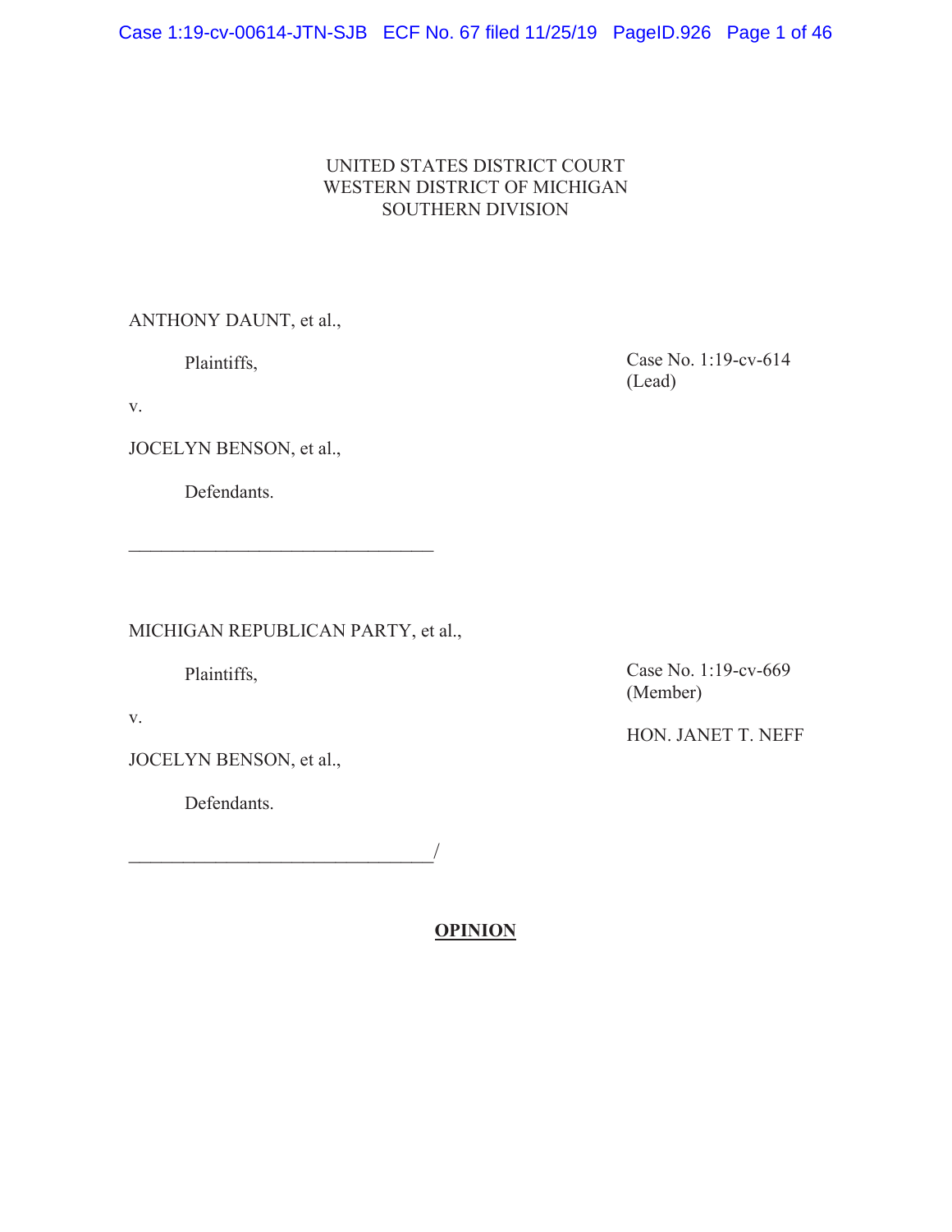UNITED STATES DISTRICT COURT
WESTERN DISTRICT OF MICHIGAN
SOUTHERN DIVISION

ANTHONY DAUNT, et al.,

Plaintiffs,

v.

JOCELYN BENSON, et al.,

Defendants.

Case No. 1:19-cv-614
(Lead)

________________________________

MICHIGAN REPUBLICAN PARTY, et al.,

Plaintiffs,

v.

JOCELYN BENSON, et al.,

Defendants.

Case No. 1:19-cv-669
(Member)

HON. JANET T. NEFF

________________________________/

**OPINION**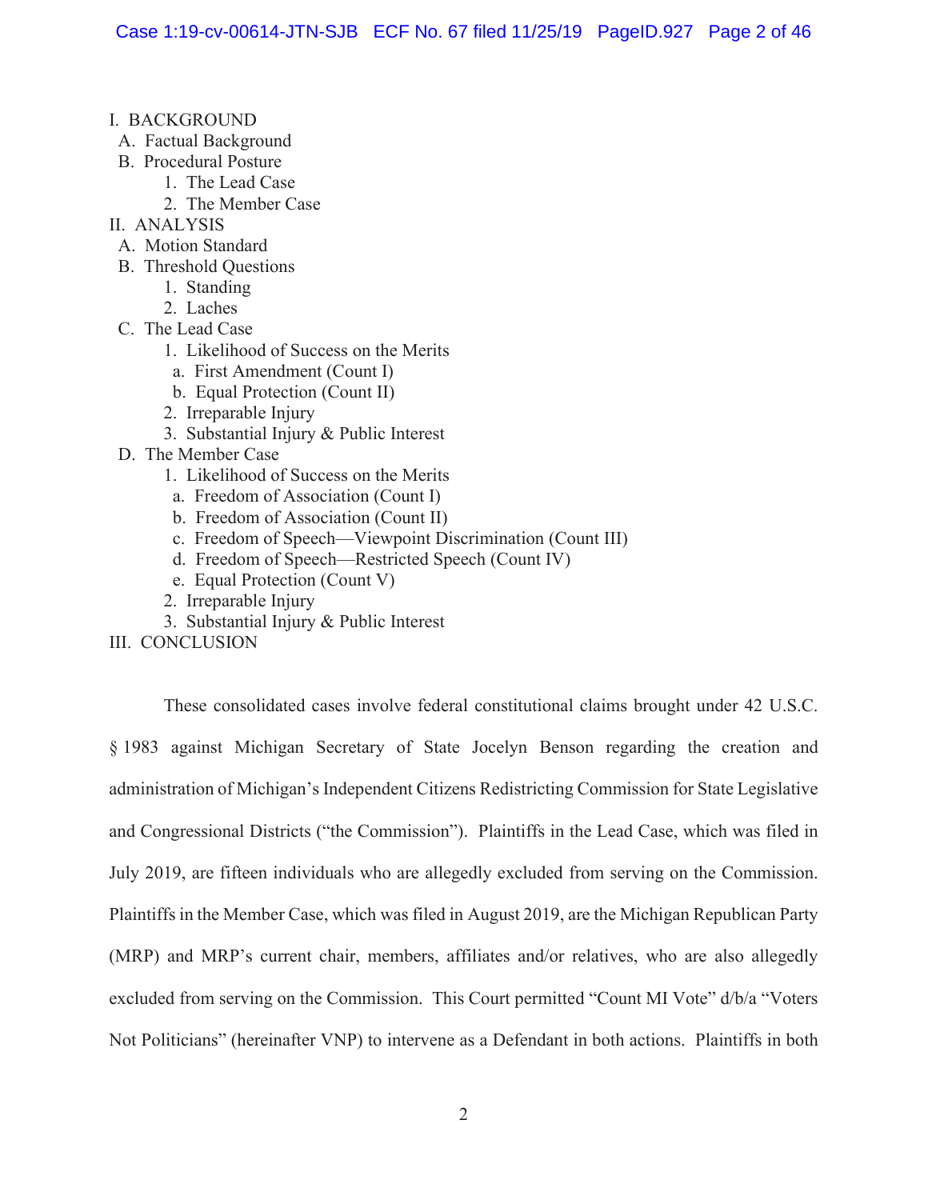- I. BACKGROUND
  - A. Factual Background
  - B. Procedural Posture
    - 1. The Lead Case
    - 2. The Member Case
- II. ANALYSIS
  - A. Motion Standard
  - B. Threshold Questions
    - 1. Standing
    - 2. Laches
  - C. The Lead Case
    - 1. Likelihood of Success on the Merits
      - a. First Amendment (Count I)
      - b. Equal Protection (Count II)
    - 2. Irreparable Injury
    - 3. Substantial Injury & Public Interest
  - D. The Member Case
    - 1. Likelihood of Success on the Merits
      - a. Freedom of Association (Count I)
      - b. Freedom of Association (Count II)
      - c. Freedom of Speech—Viewpoint Discrimination (Count III)
      - d. Freedom of Speech—Restricted Speech (Count IV)
      - e. Equal Protection (Count V)
    - 2. Irreparable Injury
    - 3. Substantial Injury & Public Interest
- III. CONCLUSION

These consolidated cases involve federal constitutional claims brought under 42 U.S.C. § 1983 against Michigan Secretary of State Jocelyn Benson regarding the creation and administration of Michigan's Independent Citizens Redistricting Commission for State Legislative and Congressional Districts ("the Commission"). Plaintiffs in the Lead Case, which was filed in July 2019, are fifteen individuals who are allegedly excluded from serving on the Commission. Plaintiffs in the Member Case, which was filed in August 2019, are the Michigan Republican Party (MRP) and MRP's current chair, members, affiliates and/or relatives, who are also allegedly excluded from serving on the Commission. This Court permitted "Count MI Vote" d/b/a "Voters Not Politicians" (hereinafter VNP) to intervene as a Defendant in both actions. Plaintiffs in both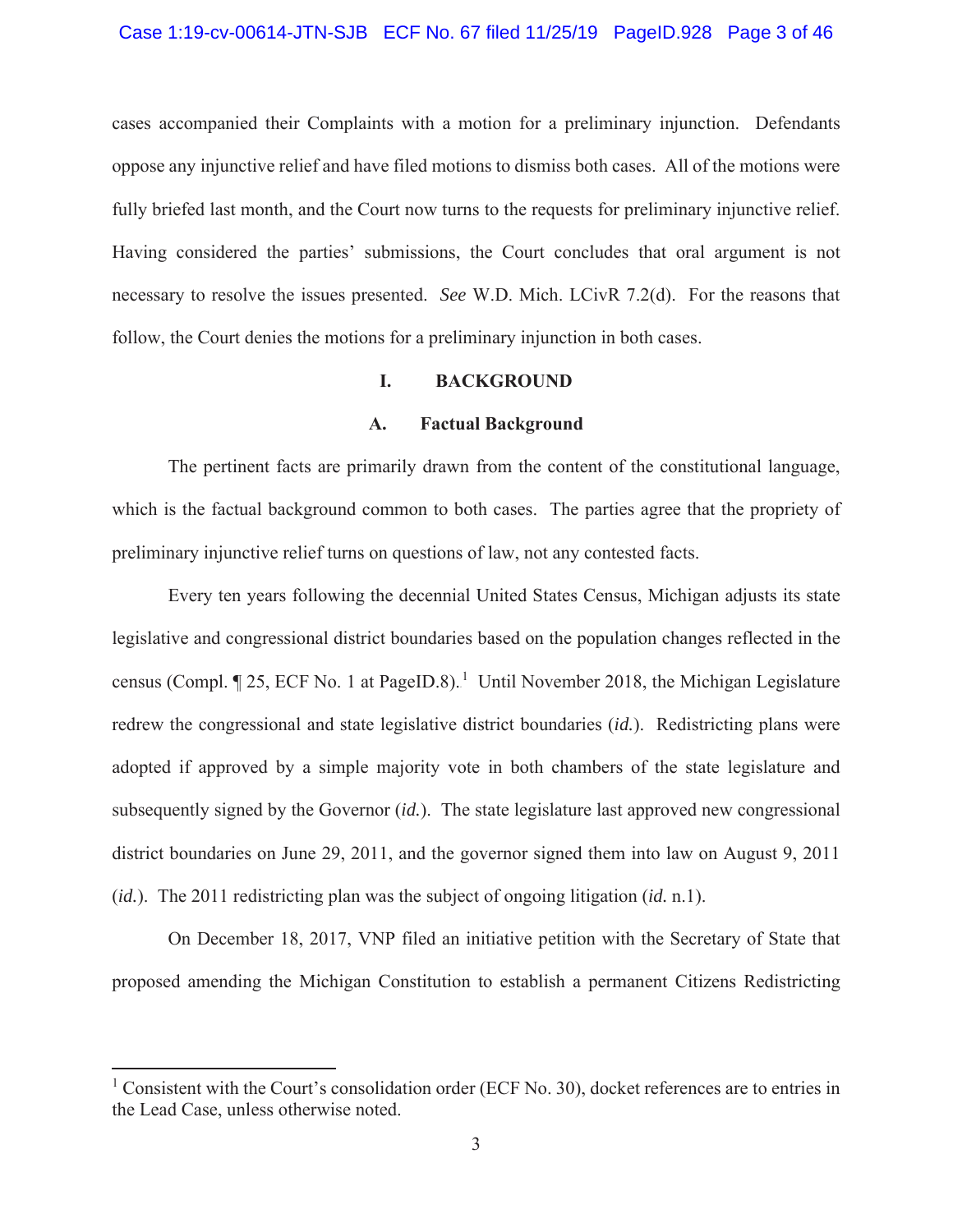cases accompanied their Complaints with a motion for a preliminary injunction. Defendants oppose any injunctive relief and have filed motions to dismiss both cases. All of the motions were fully briefed last month, and the Court now turns to the requests for preliminary injunctive relief. Having considered the parties' submissions, the Court concludes that oral argument is not necessary to resolve the issues presented. *See* W.D. Mich. LCivR 7.2(d). For the reasons that follow, the Court denies the motions for a preliminary injunction in both cases.

## I. BACKGROUND

### A. Factual Background

The pertinent facts are primarily drawn from the content of the constitutional language, which is the factual background common to both cases. The parties agree that the propriety of preliminary injunctive relief turns on questions of law, not any contested facts.

Every ten years following the decennial United States Census, Michigan adjusts its state legislative and congressional district boundaries based on the population changes reflected in the census (Compl. ¶ 25, ECF No. 1 at PageID.8).[1] Until November 2018, the Michigan Legislature redrew the congressional and state legislative district boundaries (*id.*). Redistricting plans were adopted if approved by a simple majority vote in both chambers of the state legislature and subsequently signed by the Governor (*id.*). The state legislature last approved new congressional district boundaries on June 29, 2011, and the governor signed them into law on August 9, 2011 (*id.*). The 2011 redistricting plan was the subject of ongoing litigation (*id.* n.1).

On December 18, 2017, VNP filed an initiative petition with the Secretary of State that proposed amending the Michigan Constitution to establish a permanent Citizens Redistricting

---

[1] Consistent with the Court's consolidation order (ECF No. 30), docket references are to entries in the Lead Case, unless otherwise noted.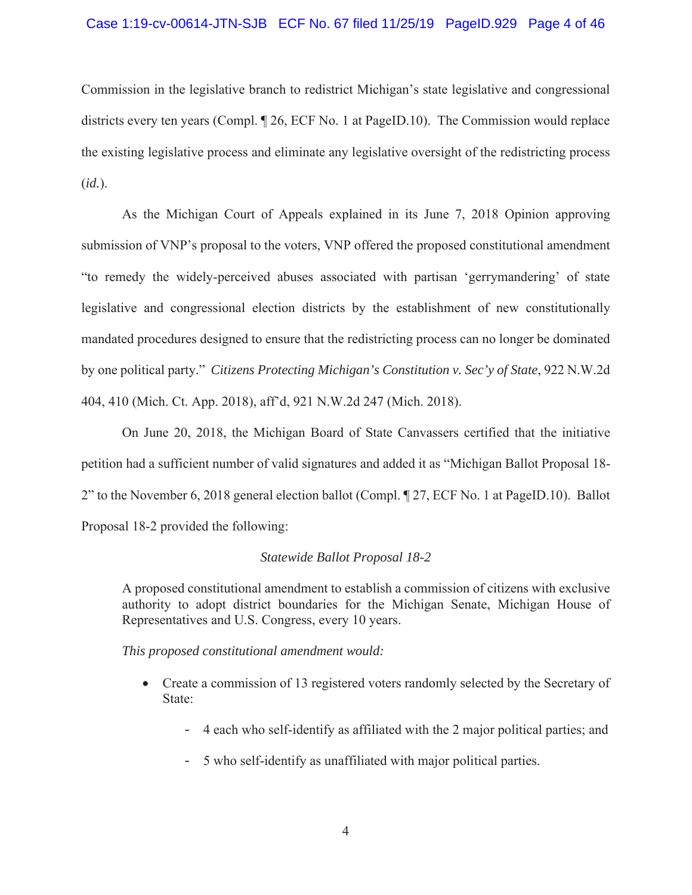Commission in the legislative branch to redistrict Michigan's state legislative and congressional districts every ten years (Compl. ¶ 26, ECF No. 1 at PageID.10). The Commission would replace the existing legislative process and eliminate any legislative oversight of the redistricting process (*id.*).

As the Michigan Court of Appeals explained in its June 7, 2018 Opinion approving submission of VNP's proposal to the voters, VNP offered the proposed constitutional amendment "to remedy the widely-perceived abuses associated with partisan 'gerrymandering' of state legislative and congressional election districts by the establishment of new constitutionally mandated procedures designed to ensure that the redistricting process can no longer be dominated by one political party." *Citizens Protecting Michigan's Constitution v. Sec'y of State*, 922 N.W.2d 404, 410 (Mich. Ct. App. 2018), aff'd, 921 N.W.2d 247 (Mich. 2018).

On June 20, 2018, the Michigan Board of State Canvassers certified that the initiative petition had a sufficient number of valid signatures and added it as "Michigan Ballot Proposal 18-2" to the November 6, 2018 general election ballot (Compl. ¶ 27, ECF No. 1 at PageID.10). Ballot Proposal 18-2 provided the following:

> *Statewide Ballot Proposal 18-2*
>
> A proposed constitutional amendment to establish a commission of citizens with exclusive authority to adopt district boundaries for the Michigan Senate, Michigan House of Representatives and U.S. Congress, every 10 years.
>
> *This proposed constitutional amendment would:*
>
> - Create a commission of 13 registered voters randomly selected by the Secretary of State:
>     - 4 each who self-identify as affiliated with the 2 major political parties; and
>     - 5 who self-identify as unaffiliated with major political parties.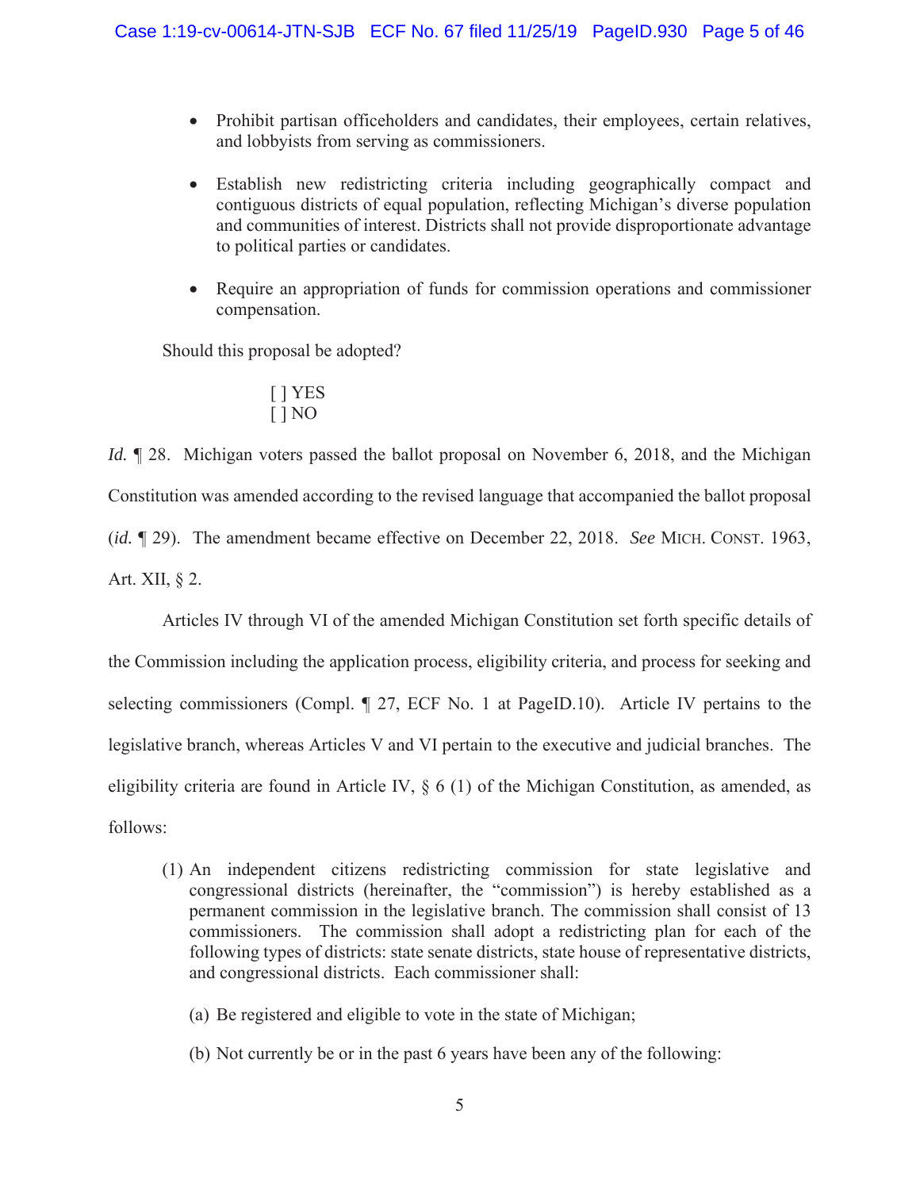- Prohibit partisan officeholders and candidates, their employees, certain relatives, and lobbyists from serving as commissioners.
- Establish new redistricting criteria including geographically compact and contiguous districts of equal population, reflecting Michigan's diverse population and communities of interest. Districts shall not provide disproportionate advantage to political parties or candidates.
- Require an appropriation of funds for commission operations and commissioner compensation.

Should this proposal be adopted?

> [ ] YES
> [ ] NO

*Id.* ¶ 28. Michigan voters passed the ballot proposal on November 6, 2018, and the Michigan Constitution was amended according to the revised language that accompanied the ballot proposal (*id.* ¶ 29). The amendment became effective on December 22, 2018. *See* MICH. CONST. 1963, Art. XII, § 2.

Articles IV through VI of the amended Michigan Constitution set forth specific details of the Commission including the application process, eligibility criteria, and process for seeking and selecting commissioners (Compl. ¶ 27, ECF No. 1 at PageID.10). Article IV pertains to the legislative branch, whereas Articles V and VI pertain to the executive and judicial branches. The eligibility criteria are found in Article IV, § 6 (1) of the Michigan Constitution, as amended, as follows:

> (1) An independent citizens redistricting commission for state legislative and congressional districts (hereinafter, the "commission") is hereby established as a permanent commission in the legislative branch. The commission shall consist of 13 commissioners. The commission shall adopt a redistricting plan for each of the following types of districts: state senate districts, state house of representative districts, and congressional districts. Each commissioner shall:
>
> (a) Be registered and eligible to vote in the state of Michigan;
>
> (b) Not currently be or in the past 6 years have been any of the following: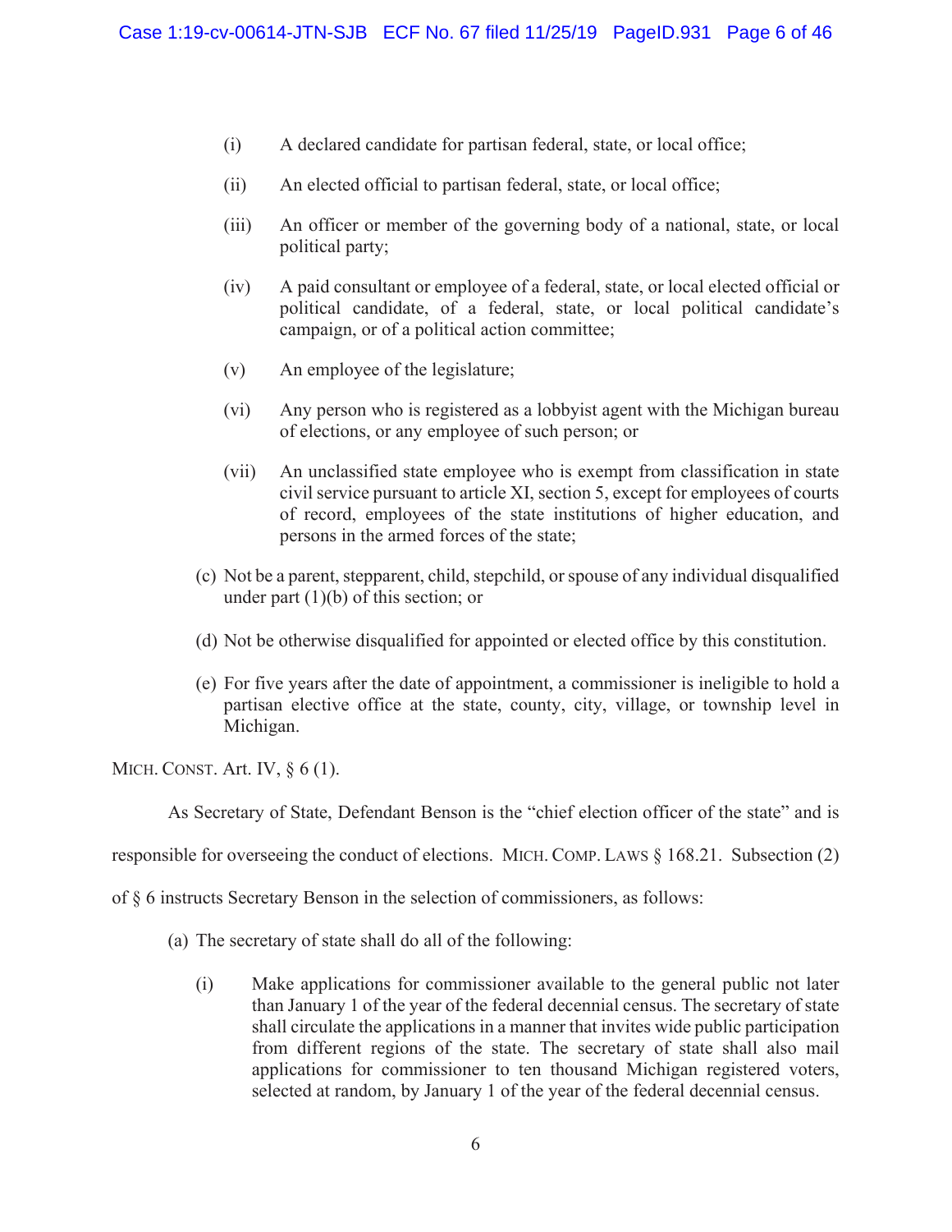(i) A declared candidate for partisan federal, state, or local office;

(ii) An elected official to partisan federal, state, or local office;

(iii) An officer or member of the governing body of a national, state, or local political party;

(iv) A paid consultant or employee of a federal, state, or local elected official or political candidate, of a federal, state, or local political candidate's campaign, or of a political action committee;

(v) An employee of the legislature;

(vi) Any person who is registered as a lobbyist agent with the Michigan bureau of elections, or any employee of such person; or

(vii) An unclassified state employee who is exempt from classification in state civil service pursuant to article XI, section 5, except for employees of courts of record, employees of the state institutions of higher education, and persons in the armed forces of the state;

(c) Not be a parent, stepparent, child, stepchild, or spouse of any individual disqualified under part (1)(b) of this section; or

(d) Not be otherwise disqualified for appointed or elected office by this constitution.

(e) For five years after the date of appointment, a commissioner is ineligible to hold a partisan elective office at the state, county, city, village, or township level in Michigan.

MICH. CONST. Art. IV, § 6 (1).

As Secretary of State, Defendant Benson is the "chief election officer of the state" and is responsible for overseeing the conduct of elections. MICH. COMP. LAWS § 168.21. Subsection (2) of § 6 instructs Secretary Benson in the selection of commissioners, as follows:

(a) The secretary of state shall do all of the following:

(i) Make applications for commissioner available to the general public not later than January 1 of the year of the federal decennial census. The secretary of state shall circulate the applications in a manner that invites wide public participation from different regions of the state. The secretary of state shall also mail applications for commissioner to ten thousand Michigan registered voters, selected at random, by January 1 of the year of the federal decennial census.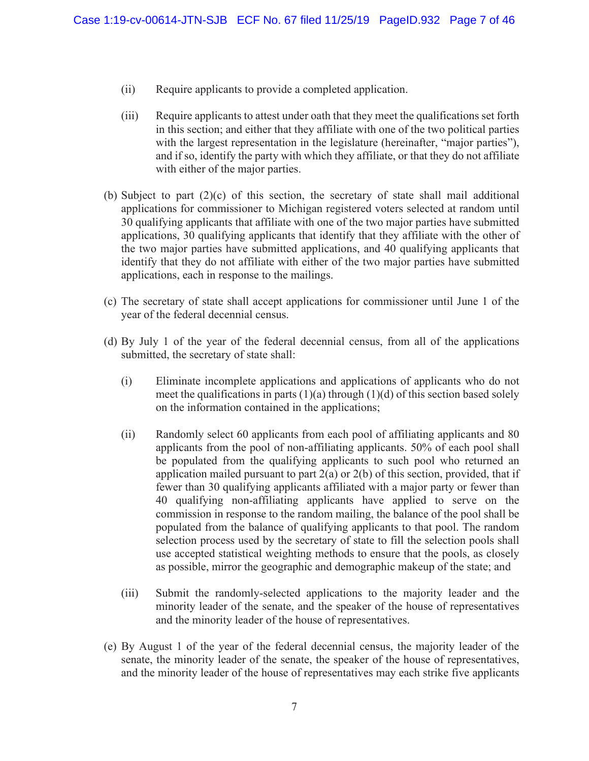(ii) Require applicants to provide a completed application.

(iii) Require applicants to attest under oath that they meet the qualifications set forth in this section; and either that they affiliate with one of the two political parties with the largest representation in the legislature (hereinafter, "major parties"), and if so, identify the party with which they affiliate, or that they do not affiliate with either of the major parties.

(b) Subject to part (2)(c) of this section, the secretary of state shall mail additional applications for commissioner to Michigan registered voters selected at random until 30 qualifying applicants that affiliate with one of the two major parties have submitted applications, 30 qualifying applicants that identify that they affiliate with the other of the two major parties have submitted applications, and 40 qualifying applicants that identify that they do not affiliate with either of the two major parties have submitted applications, each in response to the mailings.

(c) The secretary of state shall accept applications for commissioner until June 1 of the year of the federal decennial census.

(d) By July 1 of the year of the federal decennial census, from all of the applications submitted, the secretary of state shall:

(i) Eliminate incomplete applications and applications of applicants who do not meet the qualifications in parts (1)(a) through (1)(d) of this section based solely on the information contained in the applications;

(ii) Randomly select 60 applicants from each pool of affiliating applicants and 80 applicants from the pool of non-affiliating applicants. 50% of each pool shall be populated from the qualifying applicants to such pool who returned an application mailed pursuant to part 2(a) or 2(b) of this section, provided, that if fewer than 30 qualifying applicants affiliated with a major party or fewer than 40 qualifying non-affiliating applicants have applied to serve on the commission in response to the random mailing, the balance of the pool shall be populated from the balance of qualifying applicants to that pool. The random selection process used by the secretary of state to fill the selection pools shall use accepted statistical weighting methods to ensure that the pools, as closely as possible, mirror the geographic and demographic makeup of the state; and

(iii) Submit the randomly-selected applications to the majority leader and the minority leader of the senate, and the speaker of the house of representatives and the minority leader of the house of representatives.

(e) By August 1 of the year of the federal decennial census, the majority leader of the senate, the minority leader of the senate, the speaker of the house of representatives, and the minority leader of the house of representatives may each strike five applicants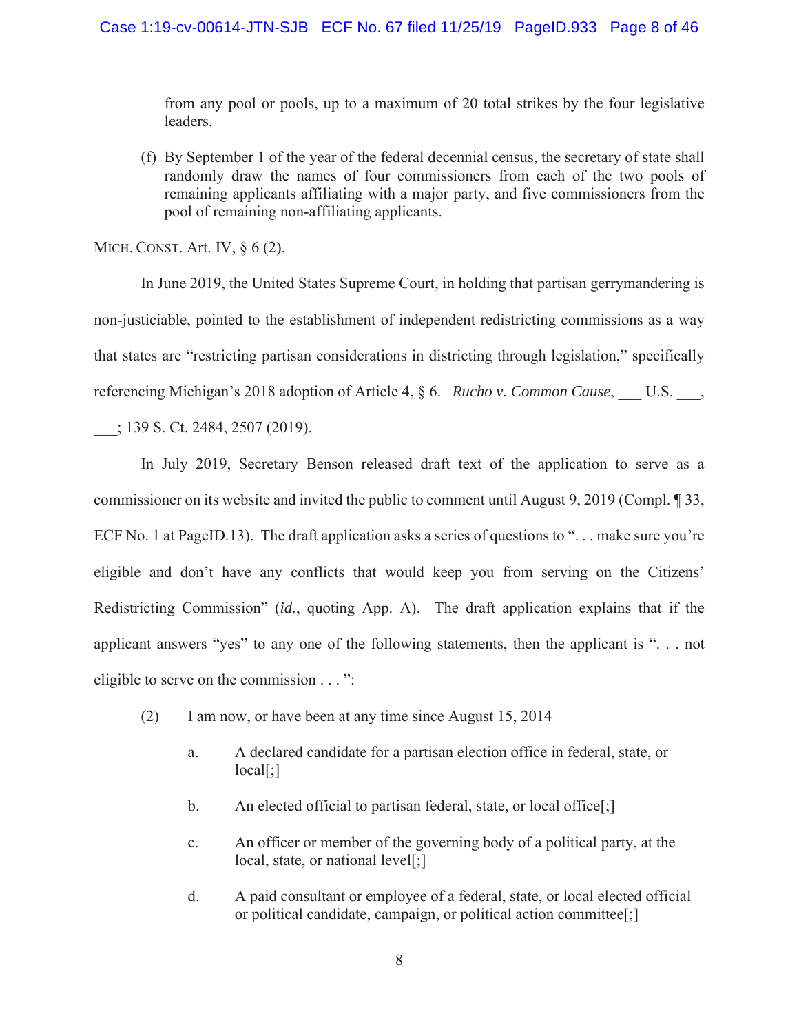from any pool or pools, up to a maximum of 20 total strikes by the four legislative leaders.

(f) By September 1 of the year of the federal decennial census, the secretary of state shall randomly draw the names of four commissioners from each of the two pools of remaining applicants affiliating with a major party, and five commissioners from the pool of remaining non-affiliating applicants.

MICH. CONST. Art. IV, § 6 (2).

In June 2019, the United States Supreme Court, in holding that partisan gerrymandering is non-justiciable, pointed to the establishment of independent redistricting commissions as a way that states are "restricting partisan considerations in districting through legislation," specifically referencing Michigan's 2018 adoption of Article 4, § 6. *Rucho v. Common Cause*, ___ U.S. ___, ___; 139 S. Ct. 2484, 2507 (2019).

In July 2019, Secretary Benson released draft text of the application to serve as a commissioner on its website and invited the public to comment until August 9, 2019 (Compl. ¶ 33, ECF No. 1 at PageID.13). The draft application asks a series of questions to ". . . make sure you're eligible and don't have any conflicts that would keep you from serving on the Citizens' Redistricting Commission" (*id.*, quoting App. A). The draft application explains that if the applicant answers "yes" to any one of the following statements, then the applicant is ". . . not eligible to serve on the commission . . . ":

(2) I am now, or have been at any time since August 15, 2014

a. A declared candidate for a partisan election office in federal, state, or local[;]

b. An elected official to partisan federal, state, or local office[;]

c. An officer or member of the governing body of a political party, at the local, state, or national level[;]

d. A paid consultant or employee of a federal, state, or local elected official or political candidate, campaign, or political action committee[;]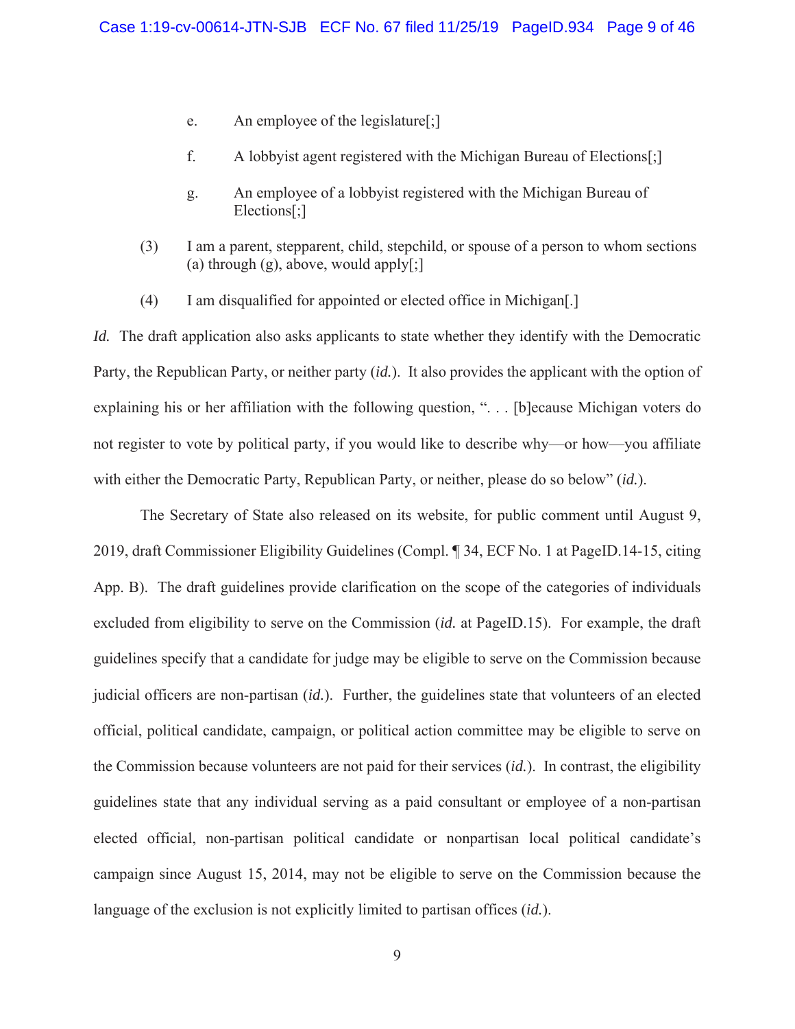e. An employee of the legislature[;]

f. A lobbyist agent registered with the Michigan Bureau of Elections[;]

g. An employee of a lobbyist registered with the Michigan Bureau of Elections[;]

(3) I am a parent, stepparent, child, stepchild, or spouse of a person to whom sections (a) through (g), above, would apply[;]

(4) I am disqualified for appointed or elected office in Michigan[.]

*Id.* The draft application also asks applicants to state whether they identify with the Democratic Party, the Republican Party, or neither party (*id.*). It also provides the applicant with the option of explaining his or her affiliation with the following question, ". . . [b]ecause Michigan voters do not register to vote by political party, if you would like to describe why—or how—you affiliate with either the Democratic Party, Republican Party, or neither, please do so below" (*id.*).

The Secretary of State also released on its website, for public comment until August 9, 2019, draft Commissioner Eligibility Guidelines (Compl. ¶ 34, ECF No. 1 at PageID.14-15, citing App. B). The draft guidelines provide clarification on the scope of the categories of individuals excluded from eligibility to serve on the Commission (*id.* at PageID.15). For example, the draft guidelines specify that a candidate for judge may be eligible to serve on the Commission because judicial officers are non-partisan (*id.*). Further, the guidelines state that volunteers of an elected official, political candidate, campaign, or political action committee may be eligible to serve on the Commission because volunteers are not paid for their services (*id.*). In contrast, the eligibility guidelines state that any individual serving as a paid consultant or employee of a non-partisan elected official, non-partisan political candidate or nonpartisan local political candidate's campaign since August 15, 2014, may not be eligible to serve on the Commission because the language of the exclusion is not explicitly limited to partisan offices (*id.*).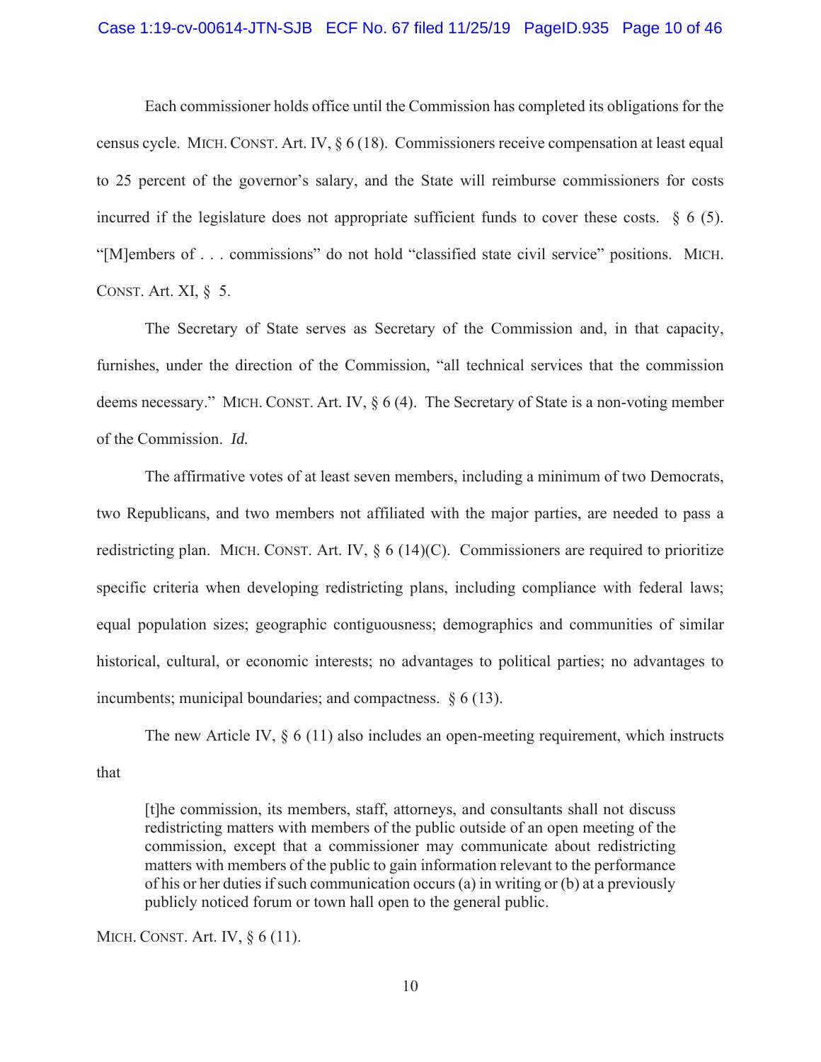Each commissioner holds office until the Commission has completed its obligations for the census cycle. MICH. CONST. Art. IV, § 6 (18). Commissioners receive compensation at least equal to 25 percent of the governor's salary, and the State will reimburse commissioners for costs incurred if the legislature does not appropriate sufficient funds to cover these costs. § 6 (5). "[M]embers of . . . commissions" do not hold "classified state civil service" positions. MICH. CONST. Art. XI, § 5.

The Secretary of State serves as Secretary of the Commission and, in that capacity, furnishes, under the direction of the Commission, "all technical services that the commission deems necessary." MICH. CONST. Art. IV, § 6 (4). The Secretary of State is a non-voting member of the Commission. *Id.*

The affirmative votes of at least seven members, including a minimum of two Democrats, two Republicans, and two members not affiliated with the major parties, are needed to pass a redistricting plan. MICH. CONST. Art. IV, § 6 (14)(C). Commissioners are required to prioritize specific criteria when developing redistricting plans, including compliance with federal laws; equal population sizes; geographic contiguousness; demographics and communities of similar historical, cultural, or economic interests; no advantages to political parties; no advantages to incumbents; municipal boundaries; and compactness. § 6 (13).

The new Article IV, § 6 (11) also includes an open-meeting requirement, which instructs that

> [t]he commission, its members, staff, attorneys, and consultants shall not discuss redistricting matters with members of the public outside of an open meeting of the commission, except that a commissioner may communicate about redistricting matters with members of the public to gain information relevant to the performance of his or her duties if such communication occurs (a) in writing or (b) at a previously publicly noticed forum or town hall open to the general public.

MICH. CONST. Art. IV, § 6 (11).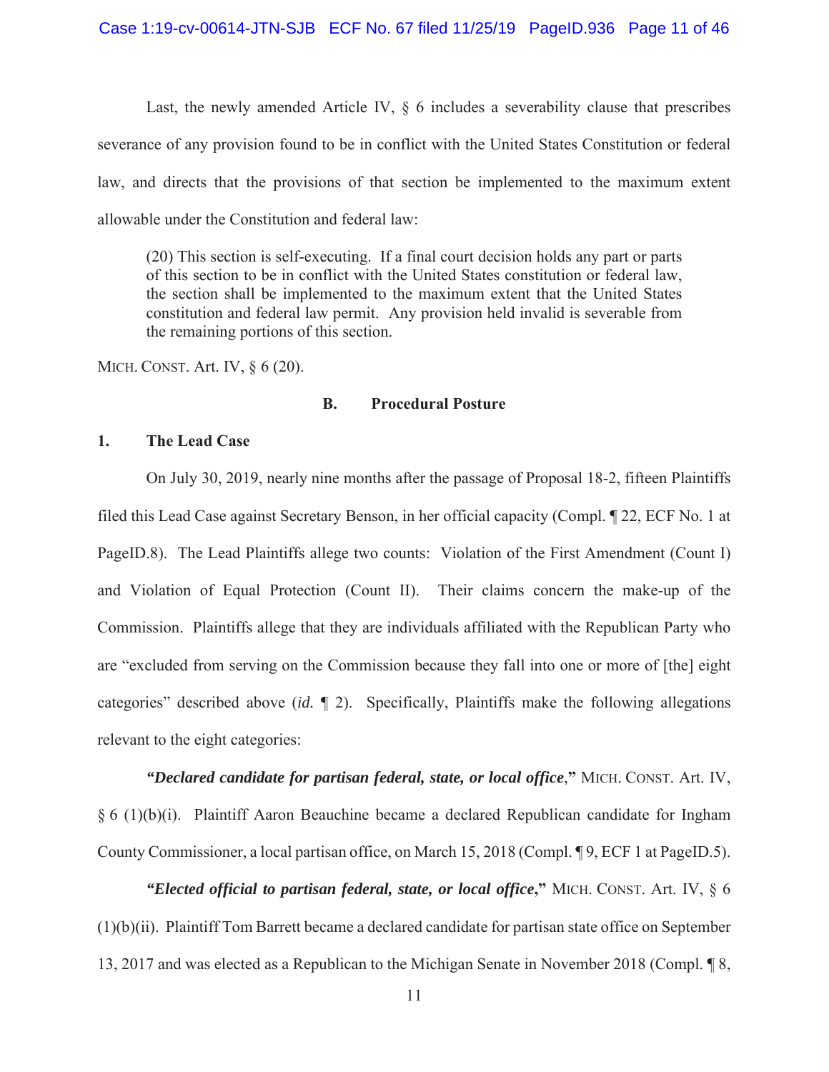Last, the newly amended Article IV, § 6 includes a severability clause that prescribes severance of any provision found to be in conflict with the United States Constitution or federal law, and directs that the provisions of that section be implemented to the maximum extent allowable under the Constitution and federal law:

> (20) This section is self-executing. If a final court decision holds any part or parts of this section to be in conflict with the United States constitution or federal law, the section shall be implemented to the maximum extent that the United States constitution and federal law permit. Any provision held invalid is severable from the remaining portions of this section.

MICH. CONST. Art. IV, § 6 (20).

### B. Procedural Posture

#### 1. The Lead Case

On July 30, 2019, nearly nine months after the passage of Proposal 18-2, fifteen Plaintiffs filed this Lead Case against Secretary Benson, in her official capacity (Compl. ¶ 22, ECF No. 1 at PageID.8). The Lead Plaintiffs allege two counts: Violation of the First Amendment (Count I) and Violation of Equal Protection (Count II). Their claims concern the make-up of the Commission. Plaintiffs allege that they are individuals affiliated with the Republican Party who are "excluded from serving on the Commission because they fall into one or more of [the] eight categories" described above (*id.* ¶ 2). Specifically, Plaintiffs make the following allegations relevant to the eight categories:

***"Declared candidate for partisan federal, state, or local office*,"** MICH. CONST. Art. IV, § 6 (1)(b)(i). Plaintiff Aaron Beauchine became a declared Republican candidate for Ingham County Commissioner, a local partisan office, on March 15, 2018 (Compl. ¶ 9, ECF 1 at PageID.5).

***"Elected official to partisan federal, state, or local office*,"** MICH. CONST. Art. IV, § 6 (1)(b)(ii). Plaintiff Tom Barrett became a declared candidate for partisan state office on September 13, 2017 and was elected as a Republican to the Michigan Senate in November 2018 (Compl. ¶ 8,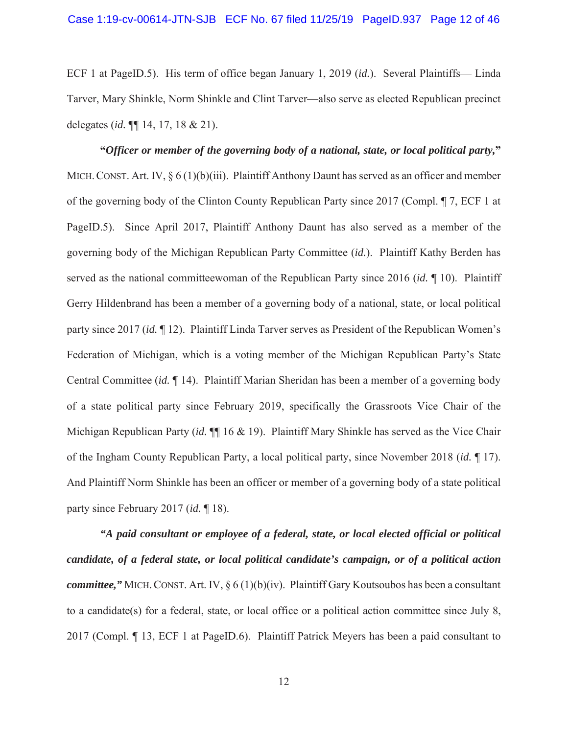ECF 1 at PageID.5). His term of office began January 1, 2019 (*id.*). Several Plaintiffs— Linda Tarver, Mary Shinkle, Norm Shinkle and Clint Tarver—also serve as elected Republican precinct delegates (*id.* ¶¶ 14, 17, 18 & 21).

**"*Officer or member of the governing body of a national, state, or local political party,*"** MICH. CONST. Art. IV, § 6 (1)(b)(iii). Plaintiff Anthony Daunt has served as an officer and member of the governing body of the Clinton County Republican Party since 2017 (Compl. ¶ 7, ECF 1 at PageID.5). Since April 2017, Plaintiff Anthony Daunt has also served as a member of the governing body of the Michigan Republican Party Committee (*id.*). Plaintiff Kathy Berden has served as the national committeewoman of the Republican Party since 2016 (*id.* ¶ 10). Plaintiff Gerry Hildenbrand has been a member of a governing body of a national, state, or local political party since 2017 (*id.* ¶ 12). Plaintiff Linda Tarver serves as President of the Republican Women's Federation of Michigan, which is a voting member of the Michigan Republican Party's State Central Committee (*id.* ¶ 14). Plaintiff Marian Sheridan has been a member of a governing body of a state political party since February 2019, specifically the Grassroots Vice Chair of the Michigan Republican Party (*id.* ¶¶ 16 & 19). Plaintiff Mary Shinkle has served as the Vice Chair of the Ingham County Republican Party, a local political party, since November 2018 (*id.* ¶ 17). And Plaintiff Norm Shinkle has been an officer or member of a governing body of a state political party since February 2017 (*id.* ¶ 18).

***"A paid consultant or employee of a federal, state, or local elected official or political candidate, of a federal state, or local political candidate's campaign, or of a political action committee,"*** MICH. CONST. Art. IV, § 6 (1)(b)(iv). Plaintiff Gary Koutsoubos has been a consultant to a candidate(s) for a federal, state, or local office or a political action committee since July 8, 2017 (Compl. ¶ 13, ECF 1 at PageID.6). Plaintiff Patrick Meyers has been a paid consultant to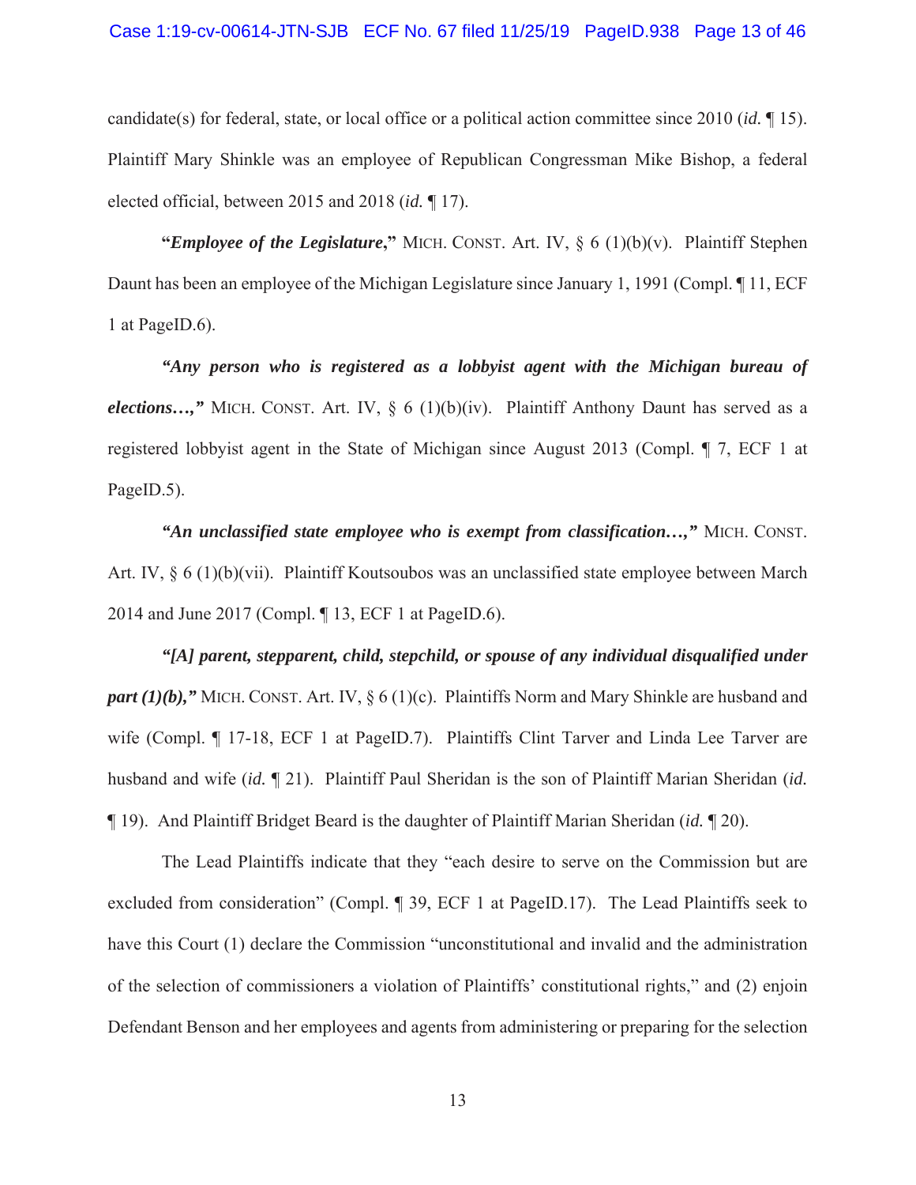candidate(s) for federal, state, or local office or a political action committee since 2010 (*id.* ¶ 15). Plaintiff Mary Shinkle was an employee of Republican Congressman Mike Bishop, a federal elected official, between 2015 and 2018 (*id.* ¶ 17).

**"*Employee of the Legislature*,"** MICH. CONST. Art. IV, § 6 (1)(b)(v). Plaintiff Stephen Daunt has been an employee of the Michigan Legislature since January 1, 1991 (Compl. ¶ 11, ECF 1 at PageID.6).

***"Any person who is registered as a lobbyist agent with the Michigan bureau of elections…,"*** MICH. CONST. Art. IV, § 6 (1)(b)(iv). Plaintiff Anthony Daunt has served as a registered lobbyist agent in the State of Michigan since August 2013 (Compl. ¶ 7, ECF 1 at PageID.5).

***"An unclassified state employee who is exempt from classification…,"*** MICH. CONST. Art. IV, § 6 (1)(b)(vii). Plaintiff Koutsoubos was an unclassified state employee between March 2014 and June 2017 (Compl. ¶ 13, ECF 1 at PageID.6).

***"[A] parent, stepparent, child, stepchild, or spouse of any individual disqualified under part (1)(b),"*** MICH. CONST. Art. IV, § 6 (1)(c). Plaintiffs Norm and Mary Shinkle are husband and wife (Compl. ¶ 17-18, ECF 1 at PageID.7). Plaintiffs Clint Tarver and Linda Lee Tarver are husband and wife (*id.* ¶ 21). Plaintiff Paul Sheridan is the son of Plaintiff Marian Sheridan (*id.* ¶ 19). And Plaintiff Bridget Beard is the daughter of Plaintiff Marian Sheridan (*id.* ¶ 20).

The Lead Plaintiffs indicate that they "each desire to serve on the Commission but are excluded from consideration" (Compl. ¶ 39, ECF 1 at PageID.17). The Lead Plaintiffs seek to have this Court (1) declare the Commission "unconstitutional and invalid and the administration of the selection of commissioners a violation of Plaintiffs' constitutional rights," and (2) enjoin Defendant Benson and her employees and agents from administering or preparing for the selection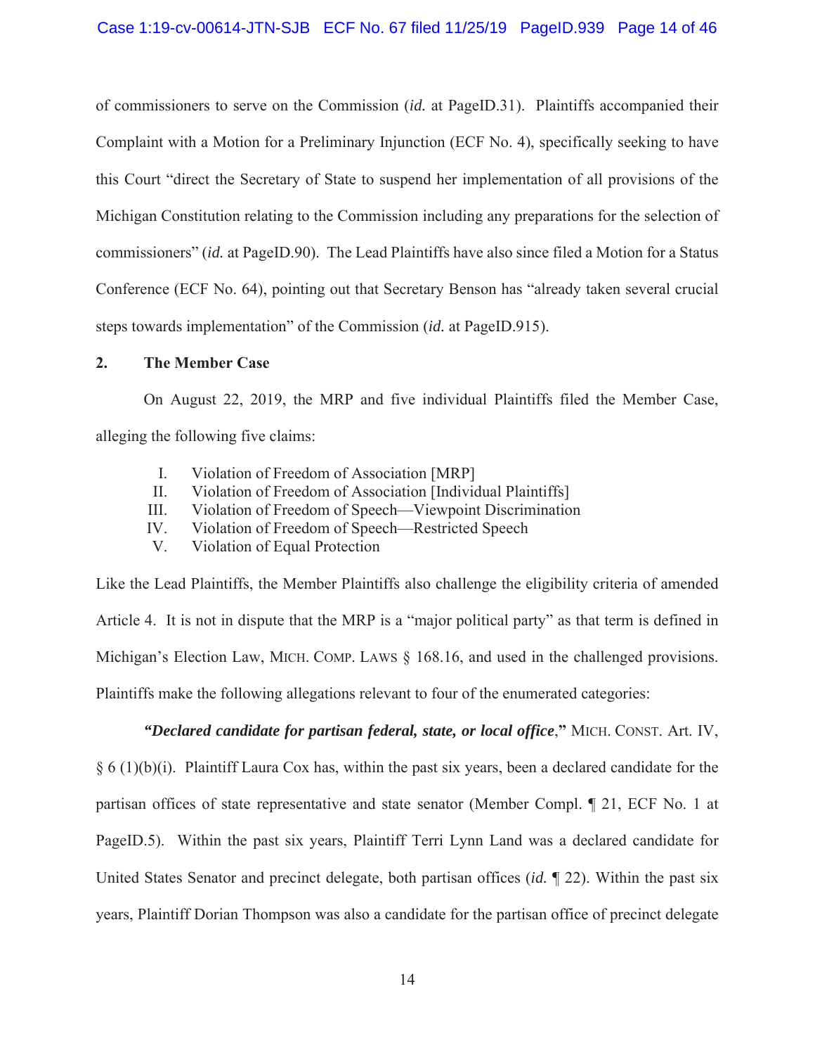of commissioners to serve on the Commission (*id.* at PageID.31). Plaintiffs accompanied their Complaint with a Motion for a Preliminary Injunction (ECF No. 4), specifically seeking to have this Court "direct the Secretary of State to suspend her implementation of all provisions of the Michigan Constitution relating to the Commission including any preparations for the selection of commissioners" (*id.* at PageID.90). The Lead Plaintiffs have also since filed a Motion for a Status Conference (ECF No. 64), pointing out that Secretary Benson has "already taken several crucial steps towards implementation" of the Commission (*id.* at PageID.915).

**2. The Member Case**

On August 22, 2019, the MRP and five individual Plaintiffs filed the Member Case, alleging the following five claims:

I. Violation of Freedom of Association [MRP]
II. Violation of Freedom of Association [Individual Plaintiffs]
III. Violation of Freedom of Speech—Viewpoint Discrimination
IV. Violation of Freedom of Speech—Restricted Speech
V. Violation of Equal Protection

Like the Lead Plaintiffs, the Member Plaintiffs also challenge the eligibility criteria of amended Article 4. It is not in dispute that the MRP is a "major political party" as that term is defined in Michigan's Election Law, MICH. COMP. LAWS § 168.16, and used in the challenged provisions. Plaintiffs make the following allegations relevant to four of the enumerated categories:

***"Declared candidate for partisan federal, state, or local office*,"** MICH. CONST. Art. IV, § 6 (1)(b)(i). Plaintiff Laura Cox has, within the past six years, been a declared candidate for the partisan offices of state representative and state senator (Member Compl. ¶ 21, ECF No. 1 at PageID.5). Within the past six years, Plaintiff Terri Lynn Land was a declared candidate for United States Senator and precinct delegate, both partisan offices (*id.* ¶ 22). Within the past six years, Plaintiff Dorian Thompson was also a candidate for the partisan office of precinct delegate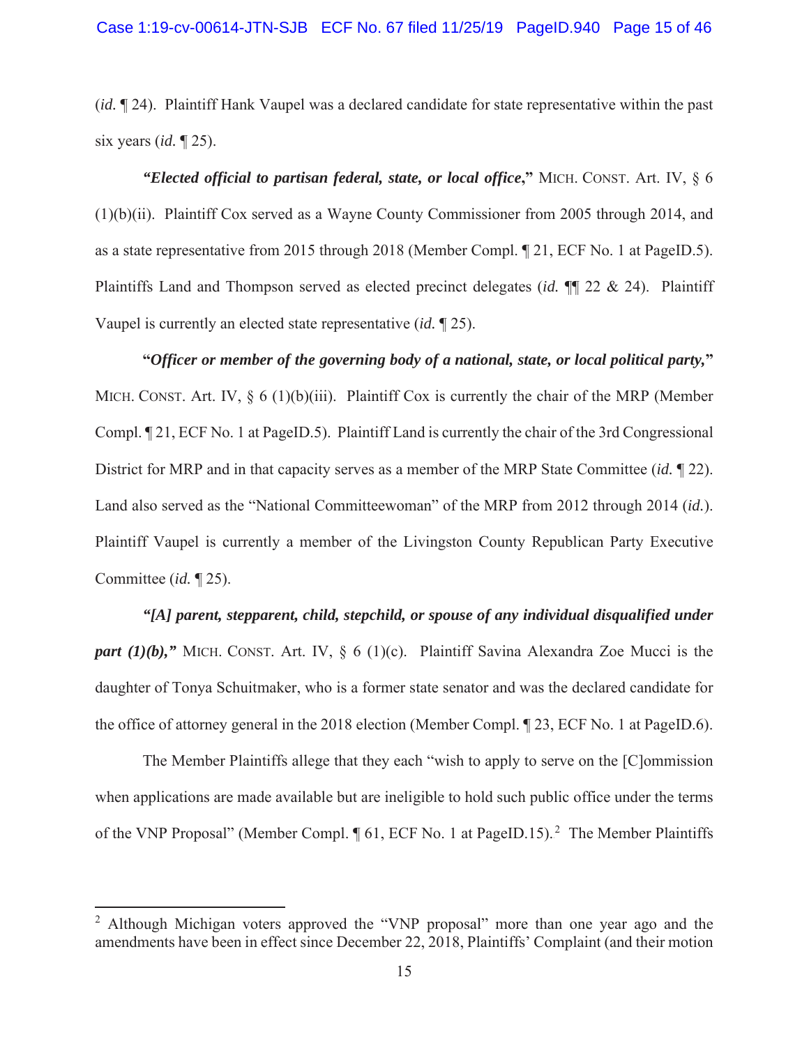(*id.* ¶ 24). Plaintiff Hank Vaupel was a declared candidate for state representative within the past six years (*id.* ¶ 25).

***"Elected official to partisan federal, state, or local office,"*** MICH. CONST. Art. IV, § 6 (1)(b)(ii). Plaintiff Cox served as a Wayne County Commissioner from 2005 through 2014, and as a state representative from 2015 through 2018 (Member Compl. ¶ 21, ECF No. 1 at PageID.5). Plaintiffs Land and Thompson served as elected precinct delegates (*id.* ¶¶ 22 & 24). Plaintiff Vaupel is currently an elected state representative (*id.* ¶ 25).

***"Officer or member of the governing body of a national, state, or local political party,"*** MICH. CONST. Art. IV, § 6 (1)(b)(iii). Plaintiff Cox is currently the chair of the MRP (Member Compl. ¶ 21, ECF No. 1 at PageID.5). Plaintiff Land is currently the chair of the 3rd Congressional District for MRP and in that capacity serves as a member of the MRP State Committee (*id.* ¶ 22). Land also served as the "National Committeewoman" of the MRP from 2012 through 2014 (*id.*). Plaintiff Vaupel is currently a member of the Livingston County Republican Party Executive Committee (*id.* ¶ 25).

***"[A] parent, stepparent, child, stepchild, or spouse of any individual disqualified under part (1)(b),"*** MICH. CONST. Art. IV, § 6 (1)(c). Plaintiff Savina Alexandra Zoe Mucci is the daughter of Tonya Schuitmaker, who is a former state senator and was the declared candidate for the office of attorney general in the 2018 election (Member Compl. ¶ 23, ECF No. 1 at PageID.6).

The Member Plaintiffs allege that they each "wish to apply to serve on the [C]ommission when applications are made available but are ineligible to hold such public office under the terms of the VNP Proposal" (Member Compl. ¶ 61, ECF No. 1 at PageID.15).[2] The Member Plaintiffs

---

[2] Although Michigan voters approved the "VNP proposal" more than one year ago and the amendments have been in effect since December 22, 2018, Plaintiffs' Complaint (and their motion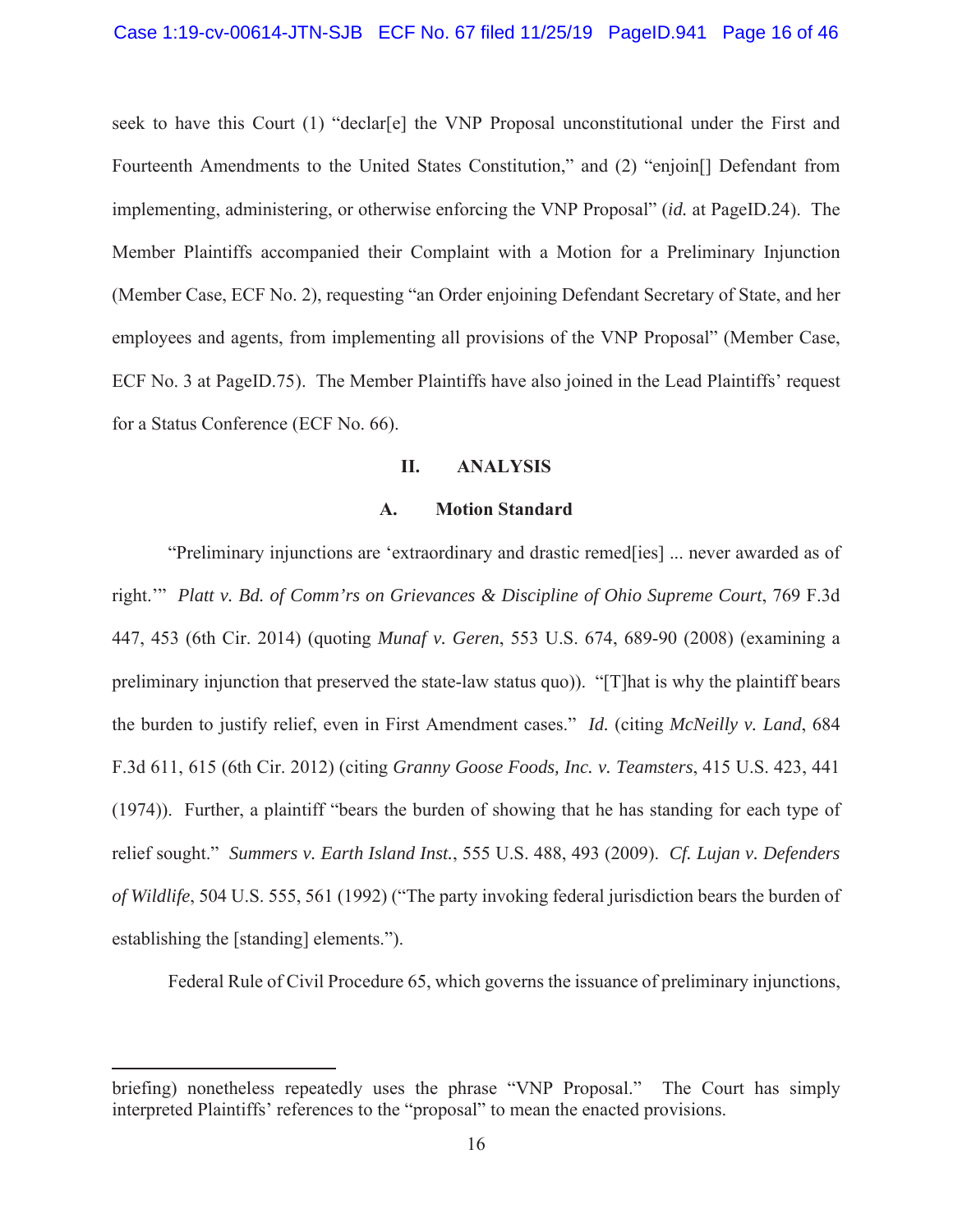seek to have this Court (1) "declar[e] the VNP Proposal unconstitutional under the First and Fourteenth Amendments to the United States Constitution," and (2) "enjoin[] Defendant from implementing, administering, or otherwise enforcing the VNP Proposal" (*id.* at PageID.24). The Member Plaintiffs accompanied their Complaint with a Motion for a Preliminary Injunction (Member Case, ECF No. 2), requesting "an Order enjoining Defendant Secretary of State, and her employees and agents, from implementing all provisions of the VNP Proposal" (Member Case, ECF No. 3 at PageID.75). The Member Plaintiffs have also joined in the Lead Plaintiffs' request for a Status Conference (ECF No. 66).

## II. ANALYSIS

### A. Motion Standard

"Preliminary injunctions are 'extraordinary and drastic remed[ies] ... never awarded as of right.'" *Platt v. Bd. of Comm'rs on Grievances & Discipline of Ohio Supreme Court*, 769 F.3d 447, 453 (6th Cir. 2014) (quoting *Munaf v. Geren*, 553 U.S. 674, 689-90 (2008) (examining a preliminary injunction that preserved the state-law status quo)). "[T]hat is why the plaintiff bears the burden to justify relief, even in First Amendment cases." *Id.* (citing *McNeilly v. Land*, 684 F.3d 611, 615 (6th Cir. 2012) (citing *Granny Goose Foods, Inc. v. Teamsters*, 415 U.S. 423, 441 (1974)). Further, a plaintiff "bears the burden of showing that he has standing for each type of relief sought." *Summers v. Earth Island Inst.*, 555 U.S. 488, 493 (2009). *Cf. Lujan v. Defenders of Wildlife*, 504 U.S. 555, 561 (1992) ("The party invoking federal jurisdiction bears the burden of establishing the [standing] elements.").

Federal Rule of Civil Procedure 65, which governs the issuance of preliminary injunctions,

---

briefing) nonetheless repeatedly uses the phrase "VNP Proposal." The Court has simply interpreted Plaintiffs' references to the "proposal" to mean the enacted provisions.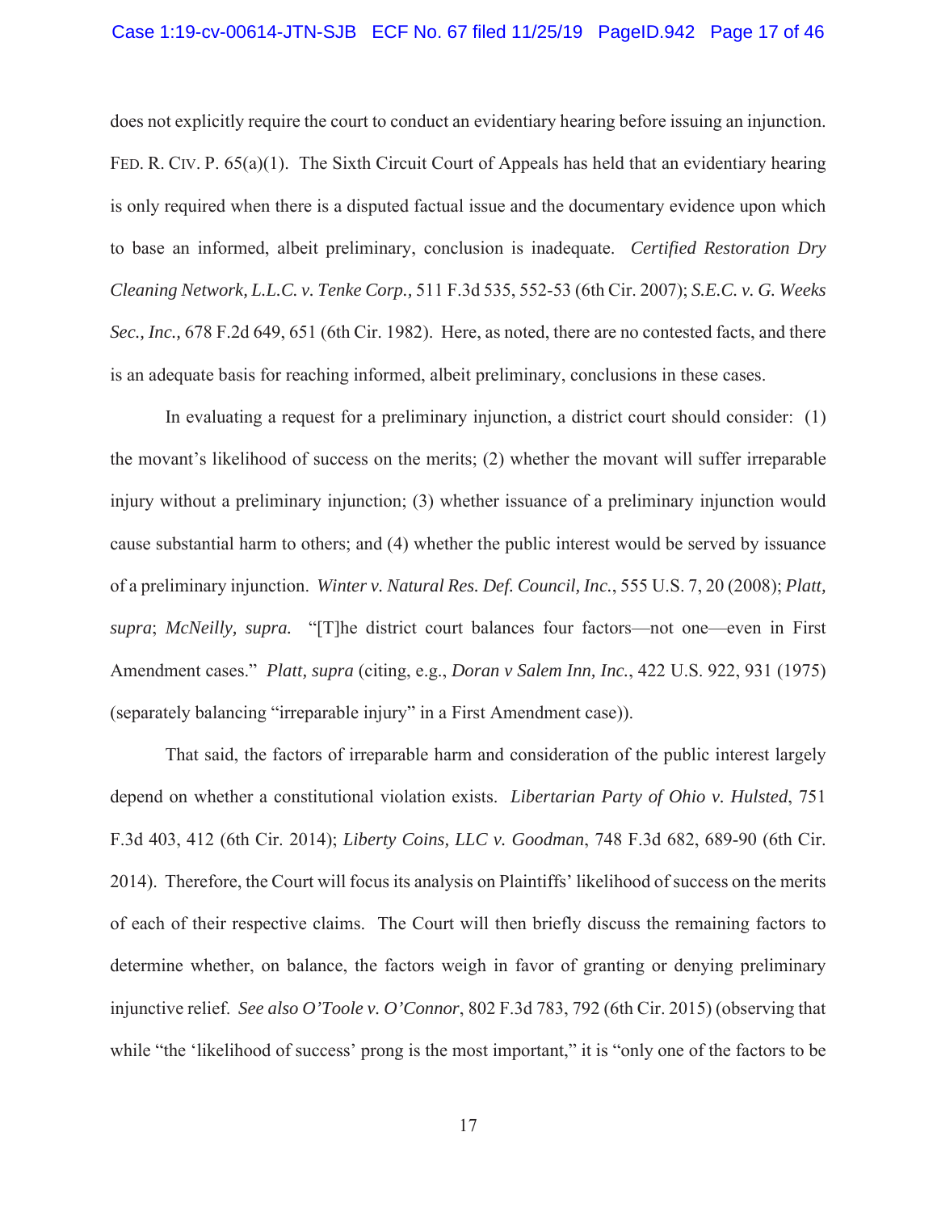does not explicitly require the court to conduct an evidentiary hearing before issuing an injunction. FED. R. CIV. P. 65(a)(1). The Sixth Circuit Court of Appeals has held that an evidentiary hearing is only required when there is a disputed factual issue and the documentary evidence upon which to base an informed, albeit preliminary, conclusion is inadequate. *Certified Restoration Dry Cleaning Network, L.L.C. v. Tenke Corp.,* 511 F.3d 535, 552-53 (6th Cir. 2007); *S.E.C. v. G. Weeks Sec., Inc.,* 678 F.2d 649, 651 (6th Cir. 1982). Here, as noted, there are no contested facts, and there is an adequate basis for reaching informed, albeit preliminary, conclusions in these cases.

In evaluating a request for a preliminary injunction, a district court should consider: (1) the movant's likelihood of success on the merits; (2) whether the movant will suffer irreparable injury without a preliminary injunction; (3) whether issuance of a preliminary injunction would cause substantial harm to others; and (4) whether the public interest would be served by issuance of a preliminary injunction. *Winter v. Natural Res. Def. Council, Inc.*, 555 U.S. 7, 20 (2008); *Platt, supra*; *McNeilly, supra.* "[T]he district court balances four factors—not one—even in First Amendment cases." *Platt, supra* (citing, e.g., *Doran v Salem Inn, Inc.*, 422 U.S. 922, 931 (1975) (separately balancing "irreparable injury" in a First Amendment case)).

That said, the factors of irreparable harm and consideration of the public interest largely depend on whether a constitutional violation exists. *Libertarian Party of Ohio v. Hulsted*, 751 F.3d 403, 412 (6th Cir. 2014); *Liberty Coins, LLC v. Goodman*, 748 F.3d 682, 689-90 (6th Cir. 2014). Therefore, the Court will focus its analysis on Plaintiffs' likelihood of success on the merits of each of their respective claims. The Court will then briefly discuss the remaining factors to determine whether, on balance, the factors weigh in favor of granting or denying preliminary injunctive relief. *See also O'Toole v. O'Connor*, 802 F.3d 783, 792 (6th Cir. 2015) (observing that while "the 'likelihood of success' prong is the most important," it is "only one of the factors to be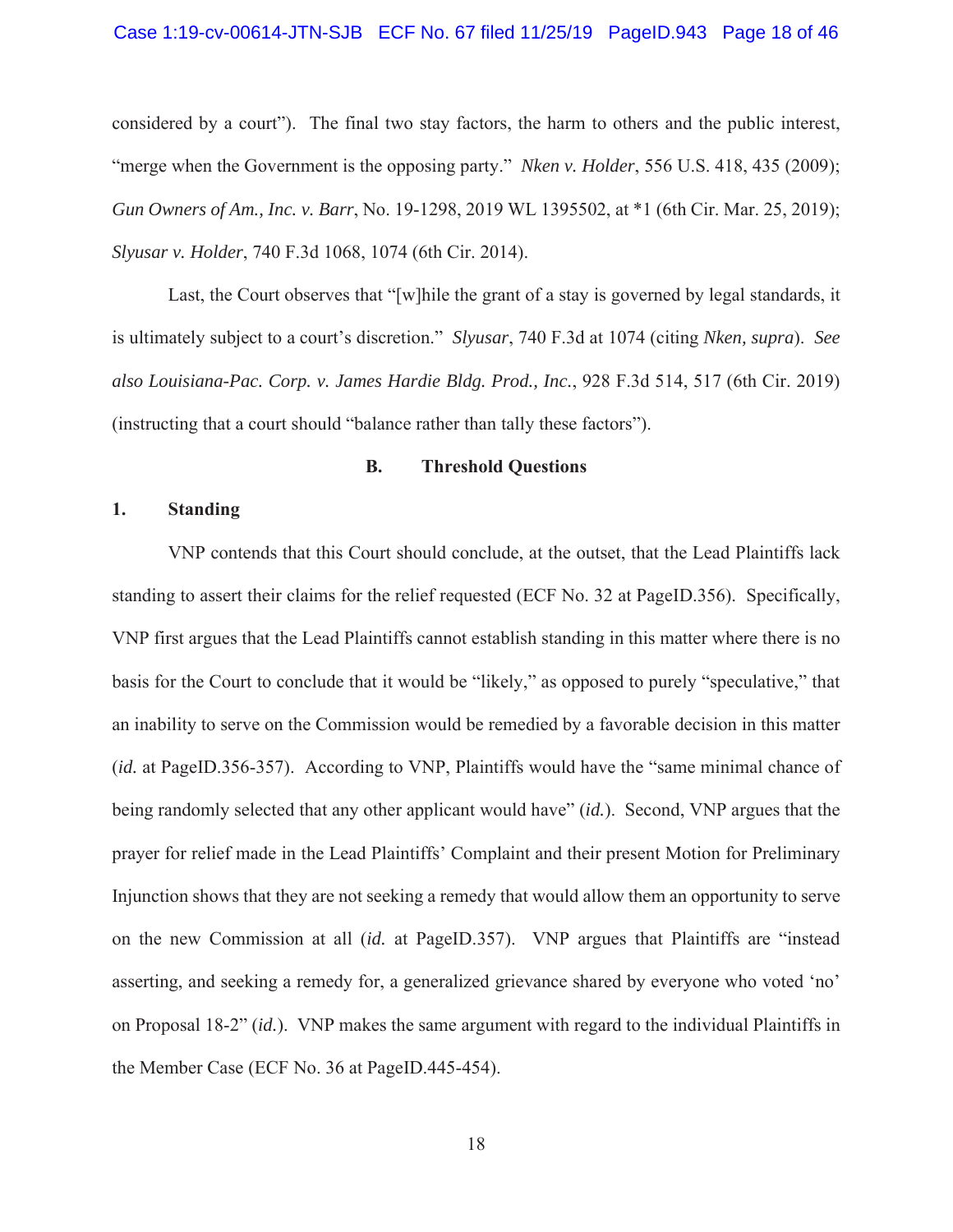considered by a court"). The final two stay factors, the harm to others and the public interest, "merge when the Government is the opposing party." *Nken v. Holder*, 556 U.S. 418, 435 (2009); *Gun Owners of Am., Inc. v. Barr*, No. 19-1298, 2019 WL 1395502, at *1 (6th Cir. Mar. 25, 2019); *Slyusar v. Holder*, 740 F.3d 1068, 1074 (6th Cir. 2014).

Last, the Court observes that "[w]hile the grant of a stay is governed by legal standards, it is ultimately subject to a court's discretion." *Slyusar*, 740 F.3d at 1074 (citing *Nken, supra*). *See also Louisiana-Pac. Corp. v. James Hardie Bldg. Prod., Inc.*, 928 F.3d 514, 517 (6th Cir. 2019) (instructing that a court should "balance rather than tally these factors").

## B. Threshold Questions

### 1. Standing

VNP contends that this Court should conclude, at the outset, that the Lead Plaintiffs lack standing to assert their claims for the relief requested (ECF No. 32 at PageID.356). Specifically, VNP first argues that the Lead Plaintiffs cannot establish standing in this matter where there is no basis for the Court to conclude that it would be "likely," as opposed to purely "speculative," that an inability to serve on the Commission would be remedied by a favorable decision in this matter (*id.* at PageID.356-357). According to VNP, Plaintiffs would have the "same minimal chance of being randomly selected that any other applicant would have" (*id.*). Second, VNP argues that the prayer for relief made in the Lead Plaintiffs' Complaint and their present Motion for Preliminary Injunction shows that they are not seeking a remedy that would allow them an opportunity to serve on the new Commission at all (*id.* at PageID.357). VNP argues that Plaintiffs are "instead asserting, and seeking a remedy for, a generalized grievance shared by everyone who voted 'no' on Proposal 18-2" (*id.*). VNP makes the same argument with regard to the individual Plaintiffs in the Member Case (ECF No. 36 at PageID.445-454).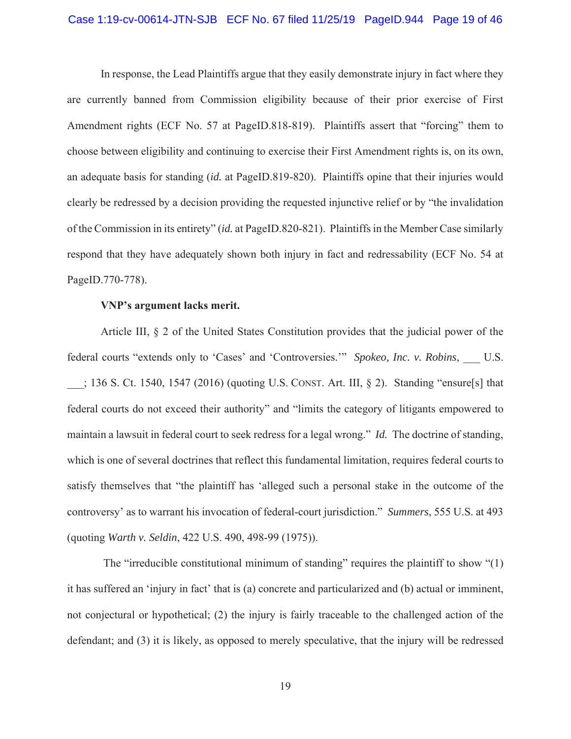In response, the Lead Plaintiffs argue that they easily demonstrate injury in fact where they are currently banned from Commission eligibility because of their prior exercise of First Amendment rights (ECF No. 57 at PageID.818-819). Plaintiffs assert that "forcing" them to choose between eligibility and continuing to exercise their First Amendment rights is, on its own, an adequate basis for standing (*id.* at PageID.819-820). Plaintiffs opine that their injuries would clearly be redressed by a decision providing the requested injunctive relief or by "the invalidation of the Commission in its entirety" (*id.* at PageID.820-821). Plaintiffs in the Member Case similarly respond that they have adequately shown both injury in fact and redressability (ECF No. 54 at PageID.770-778).

**VNP's argument lacks merit.**

Article III, § 2 of the United States Constitution provides that the judicial power of the federal courts "extends only to 'Cases' and 'Controversies.'" *Spokeo, Inc. v. Robins*, ___ U.S. ___; 136 S. Ct. 1540, 1547 (2016) (quoting U.S. CONST. Art. III, § 2). Standing "ensure[s] that federal courts do not exceed their authority" and "limits the category of litigants empowered to maintain a lawsuit in federal court to seek redress for a legal wrong." *Id.* The doctrine of standing, which is one of several doctrines that reflect this fundamental limitation, requires federal courts to satisfy themselves that "the plaintiff has 'alleged such a personal stake in the outcome of the controversy' as to warrant his invocation of federal-court jurisdiction." *Summers*, 555 U.S. at 493 (quoting *Warth v. Seldin*, 422 U.S. 490, 498-99 (1975)).

The "irreducible constitutional minimum of standing" requires the plaintiff to show "(1) it has suffered an 'injury in fact' that is (a) concrete and particularized and (b) actual or imminent, not conjectural or hypothetical; (2) the injury is fairly traceable to the challenged action of the defendant; and (3) it is likely, as opposed to merely speculative, that the injury will be redressed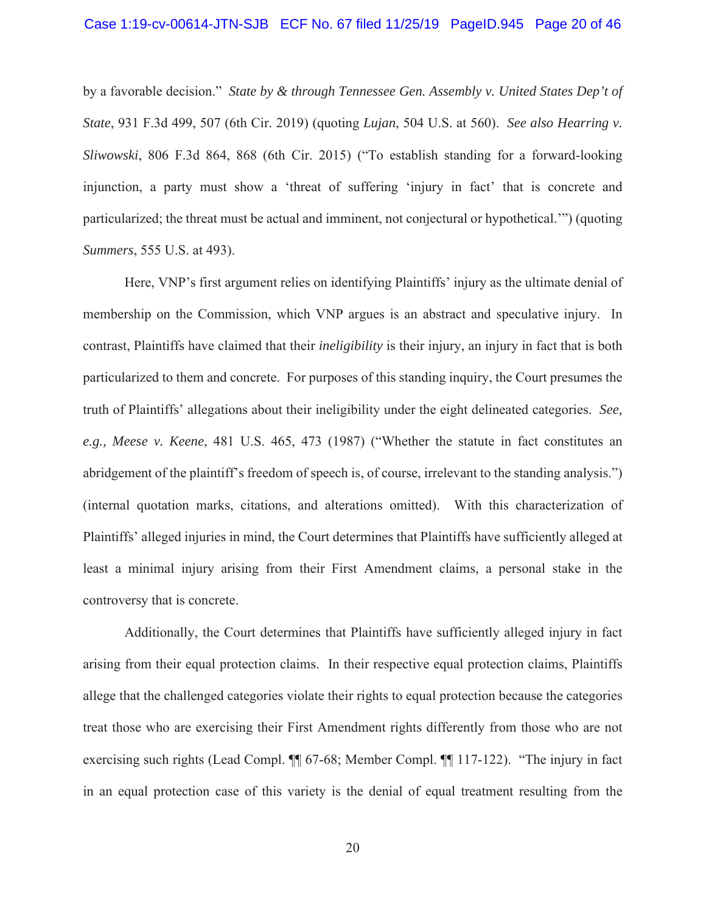by a favorable decision." *State by & through Tennessee Gen. Assembly v. United States Dep't of State*, 931 F.3d 499, 507 (6th Cir. 2019) (quoting *Lujan*, 504 U.S. at 560). *See also Hearring v. Sliwowski*, 806 F.3d 864, 868 (6th Cir. 2015) ("To establish standing for a forward-looking injunction, a party must show a 'threat of suffering 'injury in fact' that is concrete and particularized; the threat must be actual and imminent, not conjectural or hypothetical.'") (quoting *Summers*, 555 U.S. at 493).

Here, VNP's first argument relies on identifying Plaintiffs' injury as the ultimate denial of membership on the Commission, which VNP argues is an abstract and speculative injury. In contrast, Plaintiffs have claimed that their *ineligibility* is their injury, an injury in fact that is both particularized to them and concrete. For purposes of this standing inquiry, the Court presumes the truth of Plaintiffs' allegations about their ineligibility under the eight delineated categories. *See, e.g., Meese v. Keene*, 481 U.S. 465, 473 (1987) ("Whether the statute in fact constitutes an abridgement of the plaintiff's freedom of speech is, of course, irrelevant to the standing analysis.") (internal quotation marks, citations, and alterations omitted). With this characterization of Plaintiffs' alleged injuries in mind, the Court determines that Plaintiffs have sufficiently alleged at least a minimal injury arising from their First Amendment claims, a personal stake in the controversy that is concrete.

Additionally, the Court determines that Plaintiffs have sufficiently alleged injury in fact arising from their equal protection claims. In their respective equal protection claims, Plaintiffs allege that the challenged categories violate their rights to equal protection because the categories treat those who are exercising their First Amendment rights differently from those who are not exercising such rights (Lead Compl. ¶¶ 67-68; Member Compl. ¶¶ 117-122). "The injury in fact in an equal protection case of this variety is the denial of equal treatment resulting from the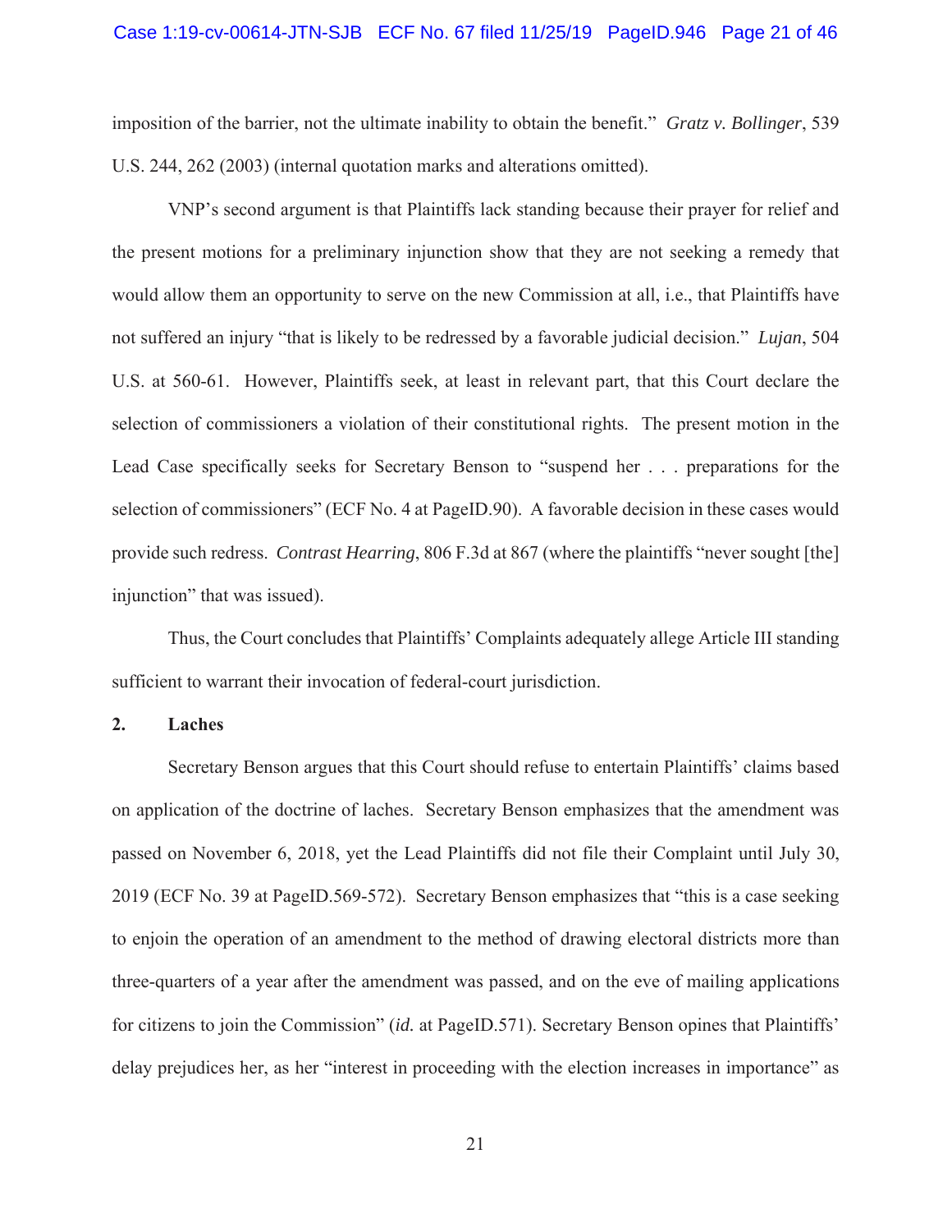imposition of the barrier, not the ultimate inability to obtain the benefit." *Gratz v. Bollinger*, 539 U.S. 244, 262 (2003) (internal quotation marks and alterations omitted).

VNP's second argument is that Plaintiffs lack standing because their prayer for relief and the present motions for a preliminary injunction show that they are not seeking a remedy that would allow them an opportunity to serve on the new Commission at all, i.e., that Plaintiffs have not suffered an injury "that is likely to be redressed by a favorable judicial decision." *Lujan*, 504 U.S. at 560-61. However, Plaintiffs seek, at least in relevant part, that this Court declare the selection of commissioners a violation of their constitutional rights. The present motion in the Lead Case specifically seeks for Secretary Benson to "suspend her . . . preparations for the selection of commissioners" (ECF No. 4 at PageID.90). A favorable decision in these cases would provide such redress. *Contrast Hearring*, 806 F.3d at 867 (where the plaintiffs "never sought [the] injunction" that was issued).

Thus, the Court concludes that Plaintiffs' Complaints adequately allege Article III standing sufficient to warrant their invocation of federal-court jurisdiction.

**2. Laches**

Secretary Benson argues that this Court should refuse to entertain Plaintiffs' claims based on application of the doctrine of laches. Secretary Benson emphasizes that the amendment was passed on November 6, 2018, yet the Lead Plaintiffs did not file their Complaint until July 30, 2019 (ECF No. 39 at PageID.569-572). Secretary Benson emphasizes that "this is a case seeking to enjoin the operation of an amendment to the method of drawing electoral districts more than three-quarters of a year after the amendment was passed, and on the eve of mailing applications for citizens to join the Commission" (*id.* at PageID.571). Secretary Benson opines that Plaintiffs' delay prejudices her, as her "interest in proceeding with the election increases in importance" as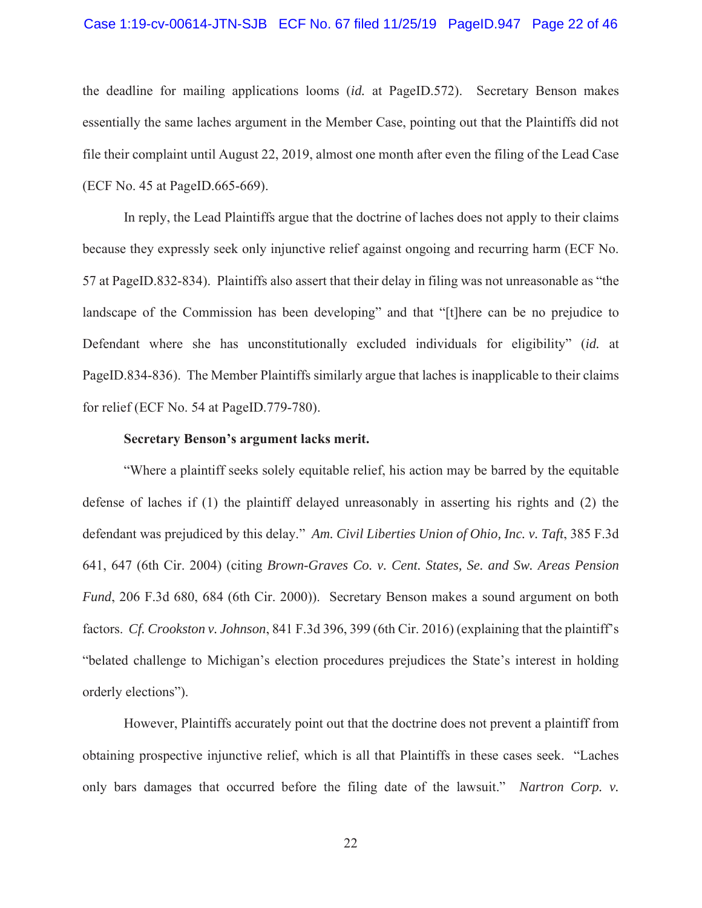the deadline for mailing applications looms (*id.* at PageID.572). Secretary Benson makes essentially the same laches argument in the Member Case, pointing out that the Plaintiffs did not file their complaint until August 22, 2019, almost one month after even the filing of the Lead Case (ECF No. 45 at PageID.665-669).

In reply, the Lead Plaintiffs argue that the doctrine of laches does not apply to their claims because they expressly seek only injunctive relief against ongoing and recurring harm (ECF No. 57 at PageID.832-834). Plaintiffs also assert that their delay in filing was not unreasonable as "the landscape of the Commission has been developing" and that "[t]here can be no prejudice to Defendant where she has unconstitutionally excluded individuals for eligibility" (*id.* at PageID.834-836). The Member Plaintiffs similarly argue that laches is inapplicable to their claims for relief (ECF No. 54 at PageID.779-780).

**Secretary Benson's argument lacks merit.**

"Where a plaintiff seeks solely equitable relief, his action may be barred by the equitable defense of laches if (1) the plaintiff delayed unreasonably in asserting his rights and (2) the defendant was prejudiced by this delay." *Am. Civil Liberties Union of Ohio, Inc. v. Taft*, 385 F.3d 641, 647 (6th Cir. 2004) (citing *Brown-Graves Co. v. Cent. States, Se. and Sw. Areas Pension Fund*, 206 F.3d 680, 684 (6th Cir. 2000)). Secretary Benson makes a sound argument on both factors. *Cf. Crookston v. Johnson*, 841 F.3d 396, 399 (6th Cir. 2016) (explaining that the plaintiff's "belated challenge to Michigan's election procedures prejudices the State's interest in holding orderly elections").

However, Plaintiffs accurately point out that the doctrine does not prevent a plaintiff from obtaining prospective injunctive relief, which is all that Plaintiffs in these cases seek. "Laches only bars damages that occurred before the filing date of the lawsuit." *Nartron Corp. v.*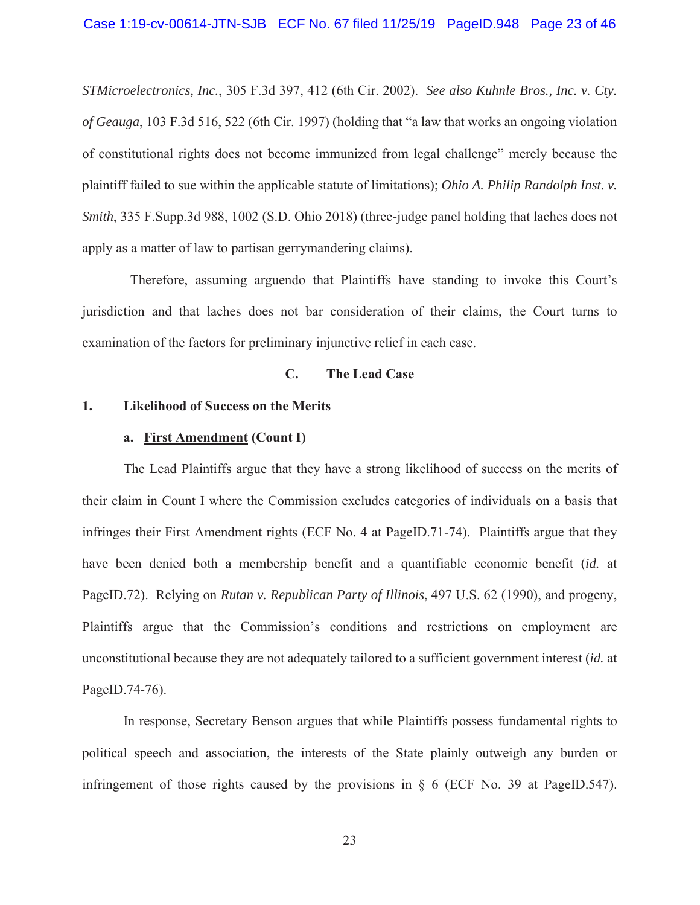*STMicroelectronics, Inc.*, 305 F.3d 397, 412 (6th Cir. 2002). *See also Kuhnle Bros., Inc. v. Cty. of Geauga*, 103 F.3d 516, 522 (6th Cir. 1997) (holding that "a law that works an ongoing violation of constitutional rights does not become immunized from legal challenge" merely because the plaintiff failed to sue within the applicable statute of limitations); *Ohio A. Philip Randolph Inst. v. Smith*, 335 F.Supp.3d 988, 1002 (S.D. Ohio 2018) (three-judge panel holding that laches does not apply as a matter of law to partisan gerrymandering claims).

Therefore, assuming arguendo that Plaintiffs have standing to invoke this Court's jurisdiction and that laches does not bar consideration of their claims, the Court turns to examination of the factors for preliminary injunctive relief in each case.

### C. The Lead Case

#### 1. Likelihood of Success on the Merits

##### a. <u>First Amendment</u> (Count I)

The Lead Plaintiffs argue that they have a strong likelihood of success on the merits of their claim in Count I where the Commission excludes categories of individuals on a basis that infringes their First Amendment rights (ECF No. 4 at PageID.71-74). Plaintiffs argue that they have been denied both a membership benefit and a quantifiable economic benefit (*id.* at PageID.72). Relying on *Rutan v. Republican Party of Illinois*, 497 U.S. 62 (1990), and progeny, Plaintiffs argue that the Commission's conditions and restrictions on employment are unconstitutional because they are not adequately tailored to a sufficient government interest (*id.* at PageID.74-76).

In response, Secretary Benson argues that while Plaintiffs possess fundamental rights to political speech and association, the interests of the State plainly outweigh any burden or infringement of those rights caused by the provisions in § 6 (ECF No. 39 at PageID.547).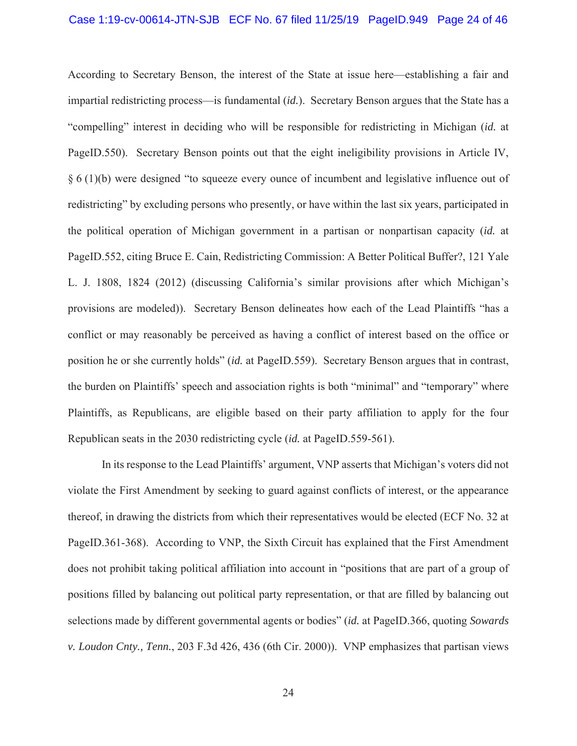According to Secretary Benson, the interest of the State at issue here—establishing a fair and impartial redistricting process—is fundamental (*id.*). Secretary Benson argues that the State has a "compelling" interest in deciding who will be responsible for redistricting in Michigan (*id.* at PageID.550). Secretary Benson points out that the eight ineligibility provisions in Article IV, § 6 (1)(b) were designed "to squeeze every ounce of incumbent and legislative influence out of redistricting" by excluding persons who presently, or have within the last six years, participated in the political operation of Michigan government in a partisan or nonpartisan capacity (*id.* at PageID.552, citing Bruce E. Cain, Redistricting Commission: A Better Political Buffer?, 121 Yale L. J. 1808, 1824 (2012) (discussing California's similar provisions after which Michigan's provisions are modeled)). Secretary Benson delineates how each of the Lead Plaintiffs "has a conflict or may reasonably be perceived as having a conflict of interest based on the office or position he or she currently holds" (*id.* at PageID.559). Secretary Benson argues that in contrast, the burden on Plaintiffs' speech and association rights is both "minimal" and "temporary" where Plaintiffs, as Republicans, are eligible based on their party affiliation to apply for the four Republican seats in the 2030 redistricting cycle (*id.* at PageID.559-561).

In its response to the Lead Plaintiffs' argument, VNP asserts that Michigan's voters did not violate the First Amendment by seeking to guard against conflicts of interest, or the appearance thereof, in drawing the districts from which their representatives would be elected (ECF No. 32 at PageID.361-368). According to VNP, the Sixth Circuit has explained that the First Amendment does not prohibit taking political affiliation into account in "positions that are part of a group of positions filled by balancing out political party representation, or that are filled by balancing out selections made by different governmental agents or bodies" (*id.* at PageID.366, quoting *Sowards v. Loudon Cnty., Tenn.*, 203 F.3d 426, 436 (6th Cir. 2000)). VNP emphasizes that partisan views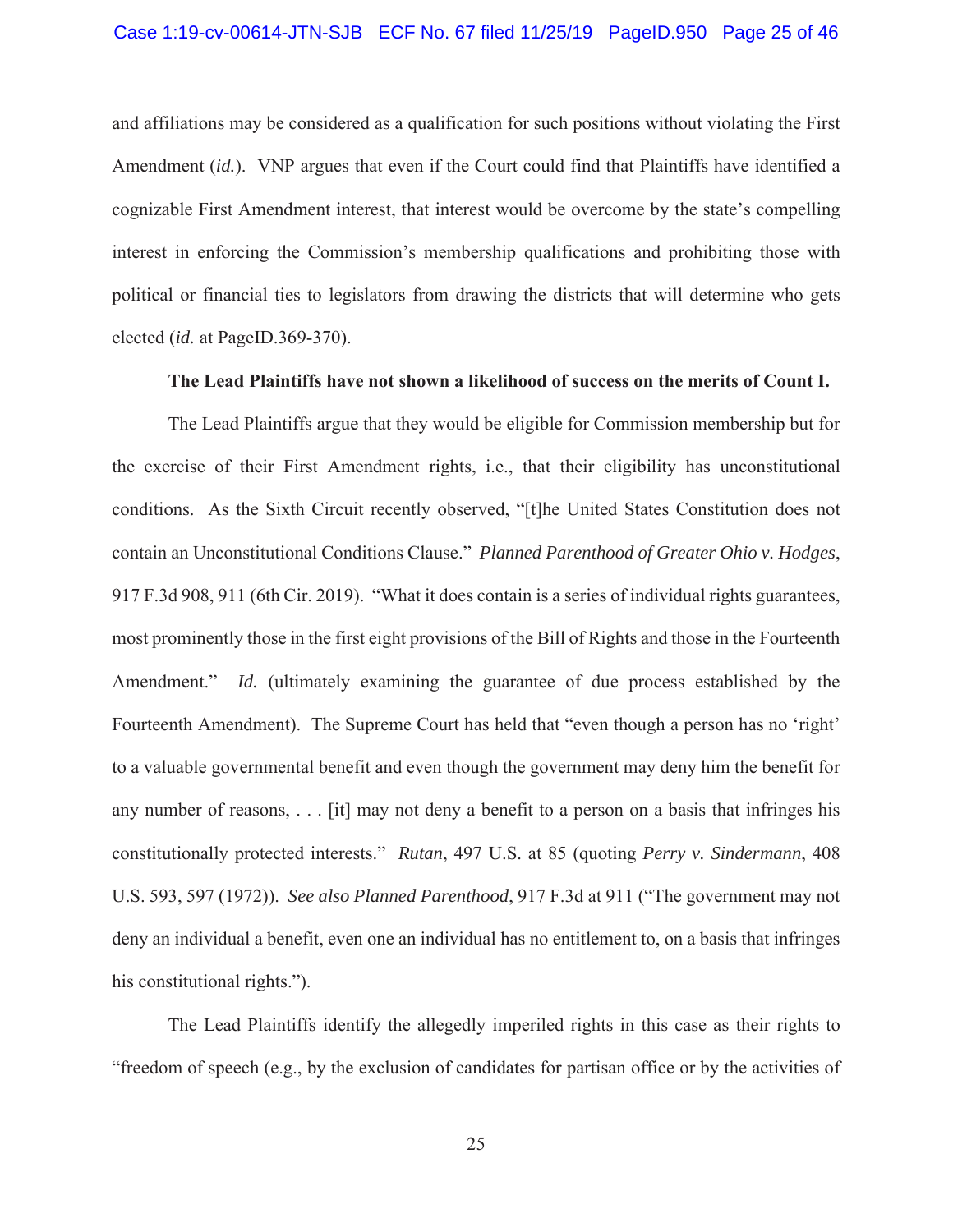and affiliations may be considered as a qualification for such positions without violating the First Amendment (*id.*). VNP argues that even if the Court could find that Plaintiffs have identified a cognizable First Amendment interest, that interest would be overcome by the state's compelling interest in enforcing the Commission's membership qualifications and prohibiting those with political or financial ties to legislators from drawing the districts that will determine who gets elected (*id.* at PageID.369-370).

**The Lead Plaintiffs have not shown a likelihood of success on the merits of Count I.**

The Lead Plaintiffs argue that they would be eligible for Commission membership but for the exercise of their First Amendment rights, i.e., that their eligibility has unconstitutional conditions. As the Sixth Circuit recently observed, "[t]he United States Constitution does not contain an Unconstitutional Conditions Clause." *Planned Parenthood of Greater Ohio v. Hodges*, 917 F.3d 908, 911 (6th Cir. 2019). "What it does contain is a series of individual rights guarantees, most prominently those in the first eight provisions of the Bill of Rights and those in the Fourteenth Amendment." *Id.* (ultimately examining the guarantee of due process established by the Fourteenth Amendment). The Supreme Court has held that "even though a person has no 'right' to a valuable governmental benefit and even though the government may deny him the benefit for any number of reasons, . . . [it] may not deny a benefit to a person on a basis that infringes his constitutionally protected interests." *Rutan*, 497 U.S. at 85 (quoting *Perry v. Sindermann*, 408 U.S. 593, 597 (1972)). *See also Planned Parenthood*, 917 F.3d at 911 ("The government may not deny an individual a benefit, even one an individual has no entitlement to, on a basis that infringes his constitutional rights.").

The Lead Plaintiffs identify the allegedly imperiled rights in this case as their rights to "freedom of speech (e.g., by the exclusion of candidates for partisan office or by the activities of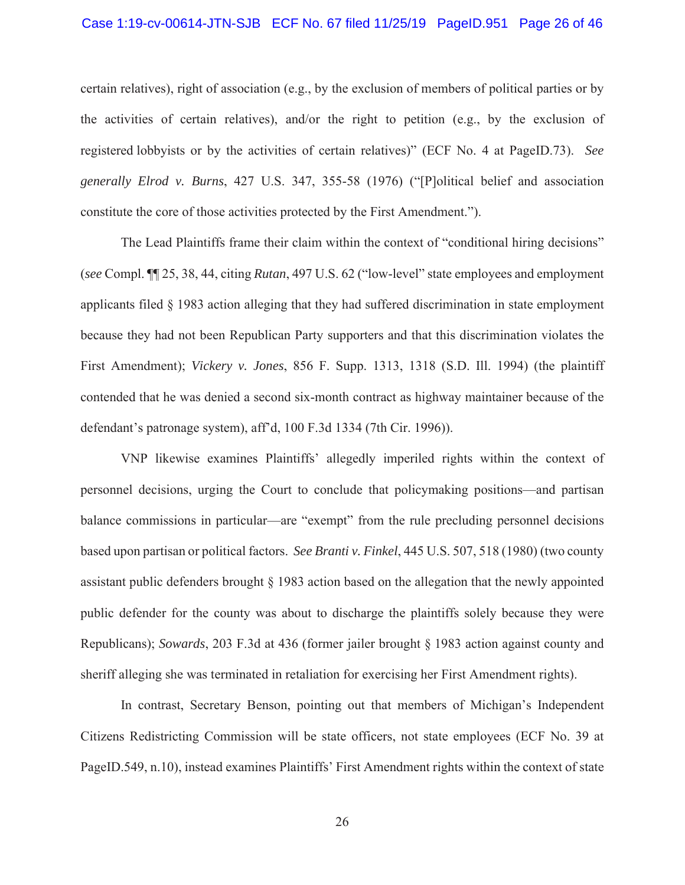certain relatives), right of association (e.g., by the exclusion of members of political parties or by the activities of certain relatives), and/or the right to petition (e.g., by the exclusion of registered lobbyists or by the activities of certain relatives)" (ECF No. 4 at PageID.73). *See generally Elrod v. Burns*, 427 U.S. 347, 355-58 (1976) ("[P]olitical belief and association constitute the core of those activities protected by the First Amendment.").

The Lead Plaintiffs frame their claim within the context of "conditional hiring decisions" (*see* Compl. ¶¶ 25, 38, 44, citing *Rutan*, 497 U.S. 62 ("low-level" state employees and employment applicants filed § 1983 action alleging that they had suffered discrimination in state employment because they had not been Republican Party supporters and that this discrimination violates the First Amendment); *Vickery v. Jones*, 856 F. Supp. 1313, 1318 (S.D. Ill. 1994) (the plaintiff contended that he was denied a second six-month contract as highway maintainer because of the defendant's patronage system), aff'd, 100 F.3d 1334 (7th Cir. 1996)).

VNP likewise examines Plaintiffs' allegedly imperiled rights within the context of personnel decisions, urging the Court to conclude that policymaking positions—and partisan balance commissions in particular—are "exempt" from the rule precluding personnel decisions based upon partisan or political factors. *See Branti v. Finkel*, 445 U.S. 507, 518 (1980) (two county assistant public defenders brought § 1983 action based on the allegation that the newly appointed public defender for the county was about to discharge the plaintiffs solely because they were Republicans); *Sowards*, 203 F.3d at 436 (former jailer brought § 1983 action against county and sheriff alleging she was terminated in retaliation for exercising her First Amendment rights).

In contrast, Secretary Benson, pointing out that members of Michigan's Independent Citizens Redistricting Commission will be state officers, not state employees (ECF No. 39 at PageID.549, n.10), instead examines Plaintiffs' First Amendment rights within the context of state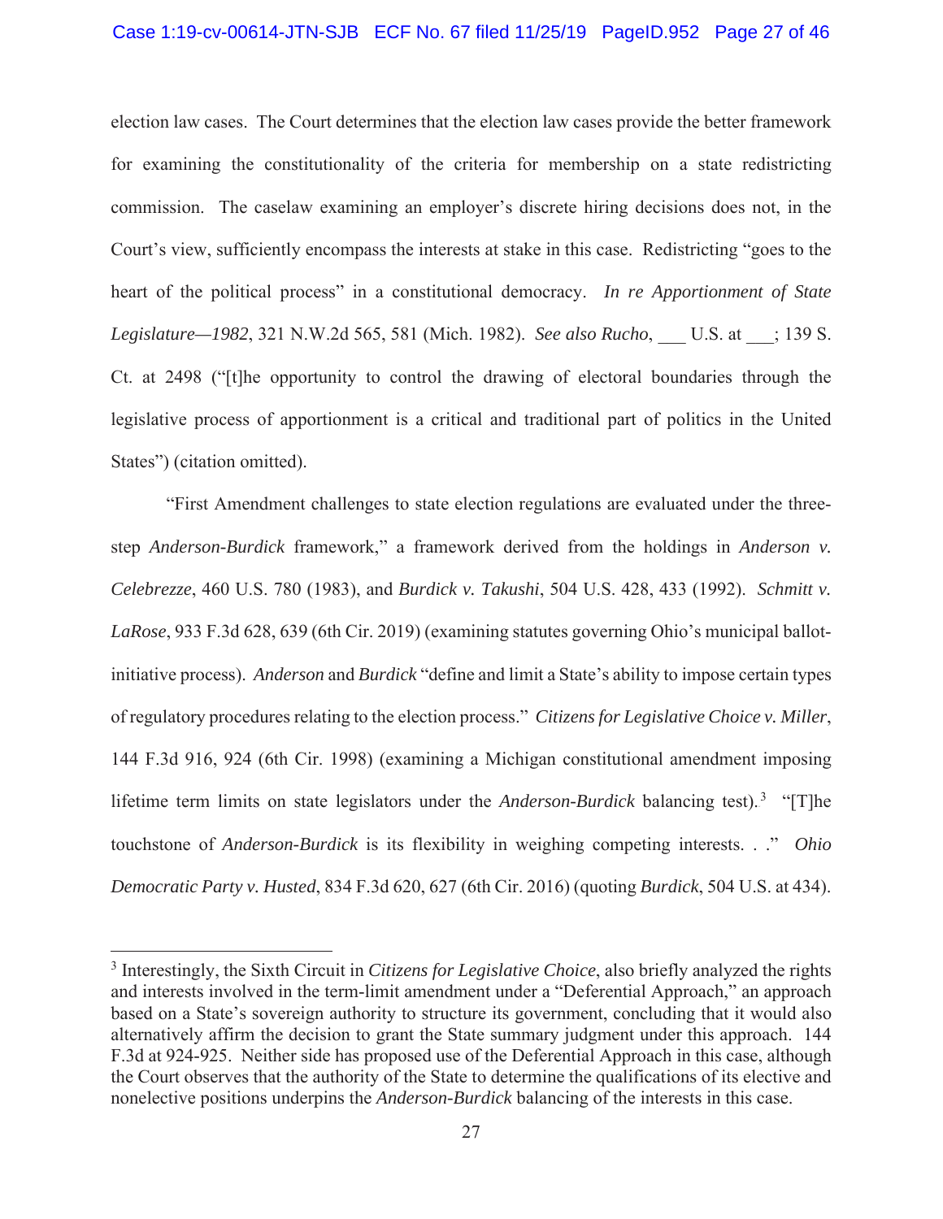election law cases. The Court determines that the election law cases provide the better framework for examining the constitutionality of the criteria for membership on a state redistricting commission. The caselaw examining an employer's discrete hiring decisions does not, in the Court's view, sufficiently encompass the interests at stake in this case. Redistricting "goes to the heart of the political process" in a constitutional democracy. *In re Apportionment of State Legislature—1982*, 321 N.W.2d 565, 581 (Mich. 1982). *See also Rucho*, ___ U.S. at ___; 139 S. Ct. at 2498 ("[t]he opportunity to control the drawing of electoral boundaries through the legislative process of apportionment is a critical and traditional part of politics in the United States") (citation omitted).

"First Amendment challenges to state election regulations are evaluated under the three-step *Anderson-Burdick* framework," a framework derived from the holdings in *Anderson v. Celebrezze*, 460 U.S. 780 (1983), and *Burdick v. Takushi*, 504 U.S. 428, 433 (1992). *Schmitt v. LaRose*, 933 F.3d 628, 639 (6th Cir. 2019) (examining statutes governing Ohio's municipal ballot-initiative process). *Anderson* and *Burdick* "define and limit a State's ability to impose certain types of regulatory procedures relating to the election process." *Citizens for Legislative Choice v. Miller*, 144 F.3d 916, 924 (6th Cir. 1998) (examining a Michigan constitutional amendment imposing lifetime term limits on state legislators under the *Anderson-Burdick* balancing test).[3] "[T]he touchstone of *Anderson-Burdick* is its flexibility in weighing competing interests. . ." *Ohio Democratic Party v. Husted*, 834 F.3d 620, 627 (6th Cir. 2016) (quoting *Burdick*, 504 U.S. at 434).

---

[3] Interestingly, the Sixth Circuit in *Citizens for Legislative Choice*, also briefly analyzed the rights and interests involved in the term-limit amendment under a "Deferential Approach," an approach based on a State's sovereign authority to structure its government, concluding that it would also alternatively affirm the decision to grant the State summary judgment under this approach. 144 F.3d at 924-925. Neither side has proposed use of the Deferential Approach in this case, although the Court observes that the authority of the State to determine the qualifications of its elective and nonelective positions underpins the *Anderson-Burdick* balancing of the interests in this case.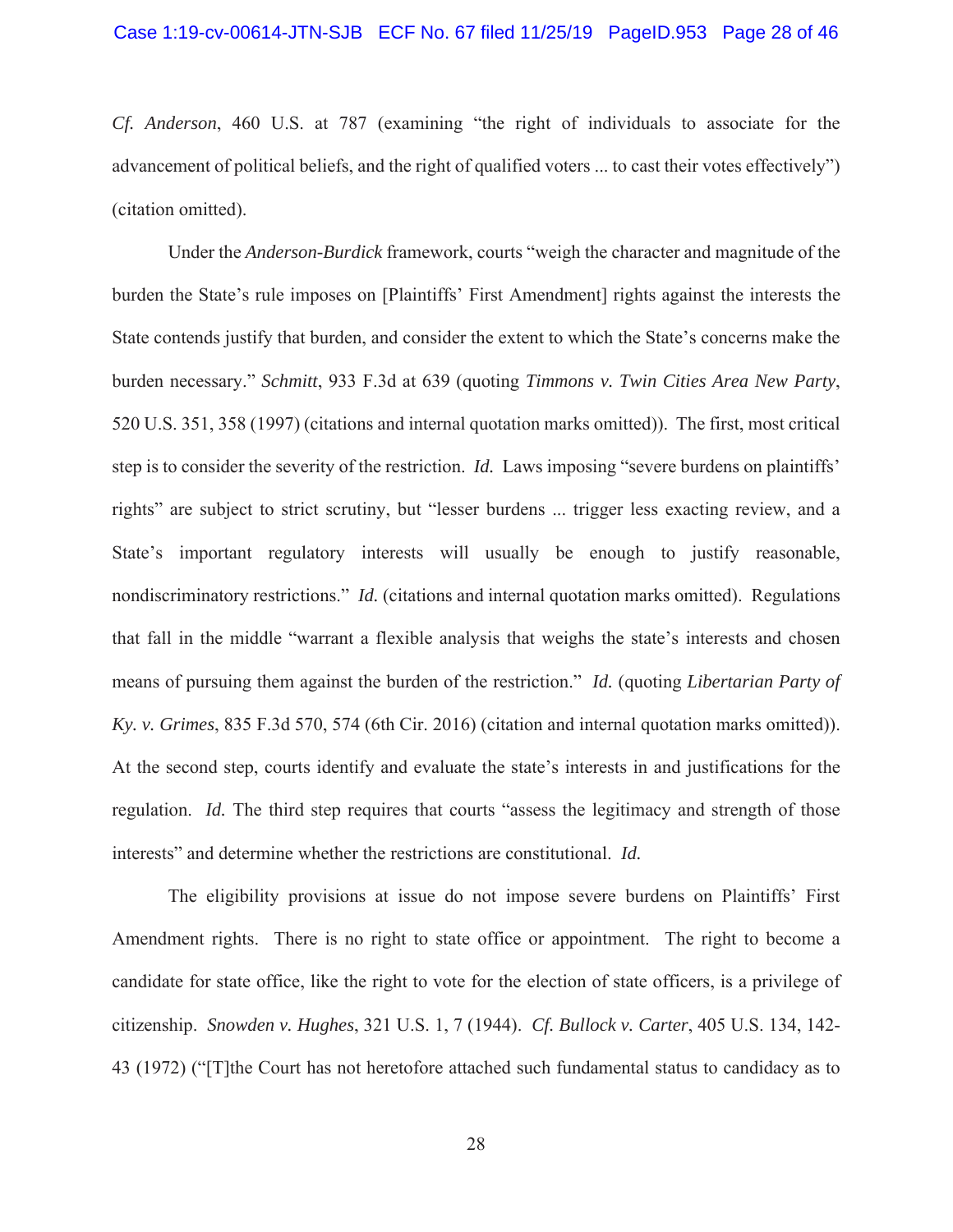*Cf. Anderson*, 460 U.S. at 787 (examining "the right of individuals to associate for the advancement of political beliefs, and the right of qualified voters ... to cast their votes effectively") (citation omitted).

Under the *Anderson-Burdick* framework, courts "weigh the character and magnitude of the burden the State's rule imposes on [Plaintiffs' First Amendment] rights against the interests the State contends justify that burden, and consider the extent to which the State's concerns make the burden necessary." *Schmitt*, 933 F.3d at 639 (quoting *Timmons v. Twin Cities Area New Party*, 520 U.S. 351, 358 (1997) (citations and internal quotation marks omitted)). The first, most critical step is to consider the severity of the restriction. *Id.* Laws imposing "severe burdens on plaintiffs' rights" are subject to strict scrutiny, but "lesser burdens ... trigger less exacting review, and a State's important regulatory interests will usually be enough to justify reasonable, nondiscriminatory restrictions." *Id.* (citations and internal quotation marks omitted). Regulations that fall in the middle "warrant a flexible analysis that weighs the state's interests and chosen means of pursuing them against the burden of the restriction." *Id.* (quoting *Libertarian Party of Ky. v. Grimes*, 835 F.3d 570, 574 (6th Cir. 2016) (citation and internal quotation marks omitted)). At the second step, courts identify and evaluate the state's interests in and justifications for the regulation. *Id.* The third step requires that courts "assess the legitimacy and strength of those interests" and determine whether the restrictions are constitutional. *Id.*

The eligibility provisions at issue do not impose severe burdens on Plaintiffs' First Amendment rights. There is no right to state office or appointment. The right to become a candidate for state office, like the right to vote for the election of state officers, is a privilege of citizenship. *Snowden v. Hughes*, 321 U.S. 1, 7 (1944). *Cf. Bullock v. Carter*, 405 U.S. 134, 142-43 (1972) ("[T]he Court has not heretofore attached such fundamental status to candidacy as to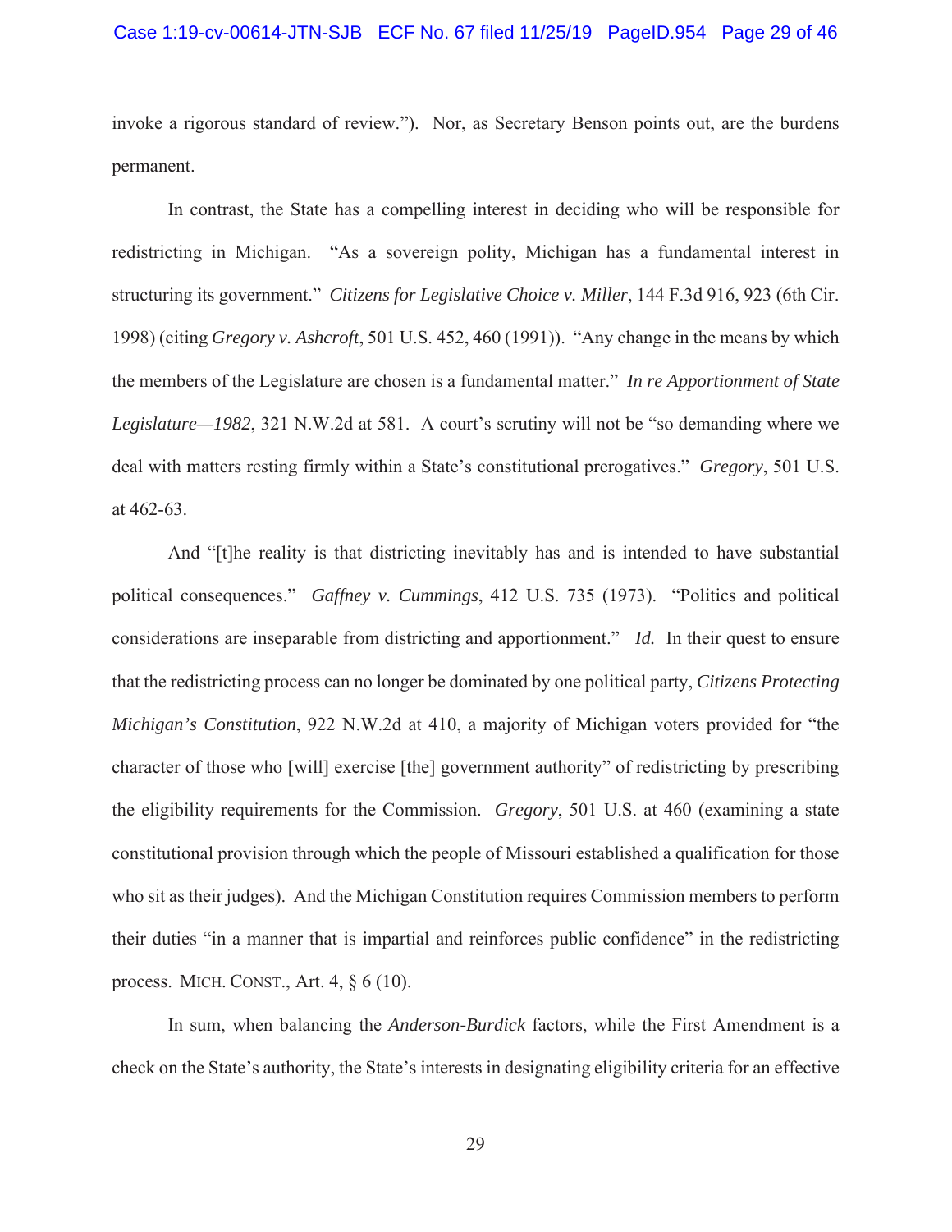invoke a rigorous standard of review."). Nor, as Secretary Benson points out, are the burdens permanent.

In contrast, the State has a compelling interest in deciding who will be responsible for redistricting in Michigan. "As a sovereign polity, Michigan has a fundamental interest in structuring its government." *Citizens for Legislative Choice v. Miller*, 144 F.3d 916, 923 (6th Cir. 1998) (citing *Gregory v. Ashcroft*, 501 U.S. 452, 460 (1991)). "Any change in the means by which the members of the Legislature are chosen is a fundamental matter." *In re Apportionment of State Legislature—1982*, 321 N.W.2d at 581. A court's scrutiny will not be "so demanding where we deal with matters resting firmly within a State's constitutional prerogatives." *Gregory*, 501 U.S. at 462-63.

And "[t]he reality is that districting inevitably has and is intended to have substantial political consequences." *Gaffney v. Cummings*, 412 U.S. 735 (1973). "Politics and political considerations are inseparable from districting and apportionment." *Id.* In their quest to ensure that the redistricting process can no longer be dominated by one political party, *Citizens Protecting Michigan's Constitution*, 922 N.W.2d at 410, a majority of Michigan voters provided for "the character of those who [will] exercise [the] government authority" of redistricting by prescribing the eligibility requirements for the Commission. *Gregory*, 501 U.S. at 460 (examining a state constitutional provision through which the people of Missouri established a qualification for those who sit as their judges). And the Michigan Constitution requires Commission members to perform their duties "in a manner that is impartial and reinforces public confidence" in the redistricting process. MICH. CONST., Art. 4, § 6 (10).

In sum, when balancing the *Anderson-Burdick* factors, while the First Amendment is a check on the State's authority, the State's interests in designating eligibility criteria for an effective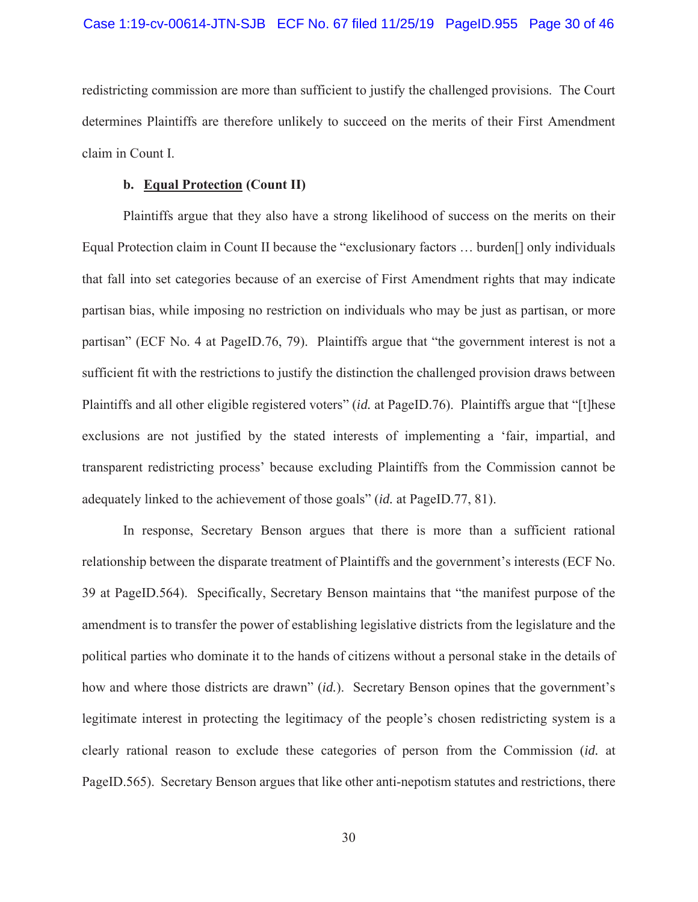redistricting commission are more than sufficient to justify the challenged provisions. The Court determines Plaintiffs are therefore unlikely to succeed on the merits of their First Amendment claim in Count I.

**b. <u>Equal Protection</u> (Count II)**

Plaintiffs argue that they also have a strong likelihood of success on the merits on their Equal Protection claim in Count II because the "exclusionary factors … burden[] only individuals that fall into set categories because of an exercise of First Amendment rights that may indicate partisan bias, while imposing no restriction on individuals who may be just as partisan, or more partisan" (ECF No. 4 at PageID.76, 79). Plaintiffs argue that "the government interest is not a sufficient fit with the restrictions to justify the distinction the challenged provision draws between Plaintiffs and all other eligible registered voters" (*id.* at PageID.76). Plaintiffs argue that "[t]hese exclusions are not justified by the stated interests of implementing a 'fair, impartial, and transparent redistricting process' because excluding Plaintiffs from the Commission cannot be adequately linked to the achievement of those goals" (*id.* at PageID.77, 81).

In response, Secretary Benson argues that there is more than a sufficient rational relationship between the disparate treatment of Plaintiffs and the government's interests (ECF No. 39 at PageID.564). Specifically, Secretary Benson maintains that "the manifest purpose of the amendment is to transfer the power of establishing legislative districts from the legislature and the political parties who dominate it to the hands of citizens without a personal stake in the details of how and where those districts are drawn" (*id.*). Secretary Benson opines that the government's legitimate interest in protecting the legitimacy of the people's chosen redistricting system is a clearly rational reason to exclude these categories of person from the Commission (*id.* at PageID.565). Secretary Benson argues that like other anti-nepotism statutes and restrictions, there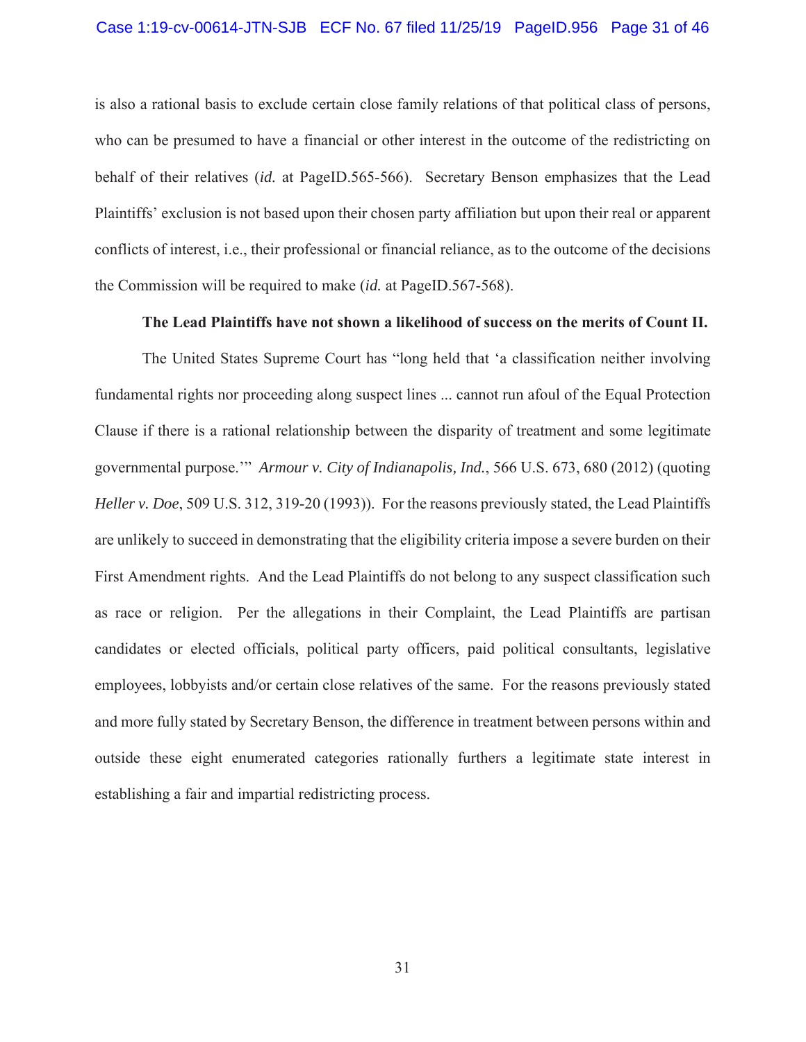is also a rational basis to exclude certain close family relations of that political class of persons, who can be presumed to have a financial or other interest in the outcome of the redistricting on behalf of their relatives (*id.* at PageID.565-566). Secretary Benson emphasizes that the Lead Plaintiffs' exclusion is not based upon their chosen party affiliation but upon their real or apparent conflicts of interest, i.e., their professional or financial reliance, as to the outcome of the decisions the Commission will be required to make (*id.* at PageID.567-568).

**The Lead Plaintiffs have not shown a likelihood of success on the merits of Count II.**

The United States Supreme Court has "long held that 'a classification neither involving fundamental rights nor proceeding along suspect lines ... cannot run afoul of the Equal Protection Clause if there is a rational relationship between the disparity of treatment and some legitimate governmental purpose.'" *Armour v. City of Indianapolis, Ind.*, 566 U.S. 673, 680 (2012) (quoting *Heller v. Doe*, 509 U.S. 312, 319-20 (1993)). For the reasons previously stated, the Lead Plaintiffs are unlikely to succeed in demonstrating that the eligibility criteria impose a severe burden on their First Amendment rights. And the Lead Plaintiffs do not belong to any suspect classification such as race or religion. Per the allegations in their Complaint, the Lead Plaintiffs are partisan candidates or elected officials, political party officers, paid political consultants, legislative employees, lobbyists and/or certain close relatives of the same. For the reasons previously stated and more fully stated by Secretary Benson, the difference in treatment between persons within and outside these eight enumerated categories rationally furthers a legitimate state interest in establishing a fair and impartial redistricting process.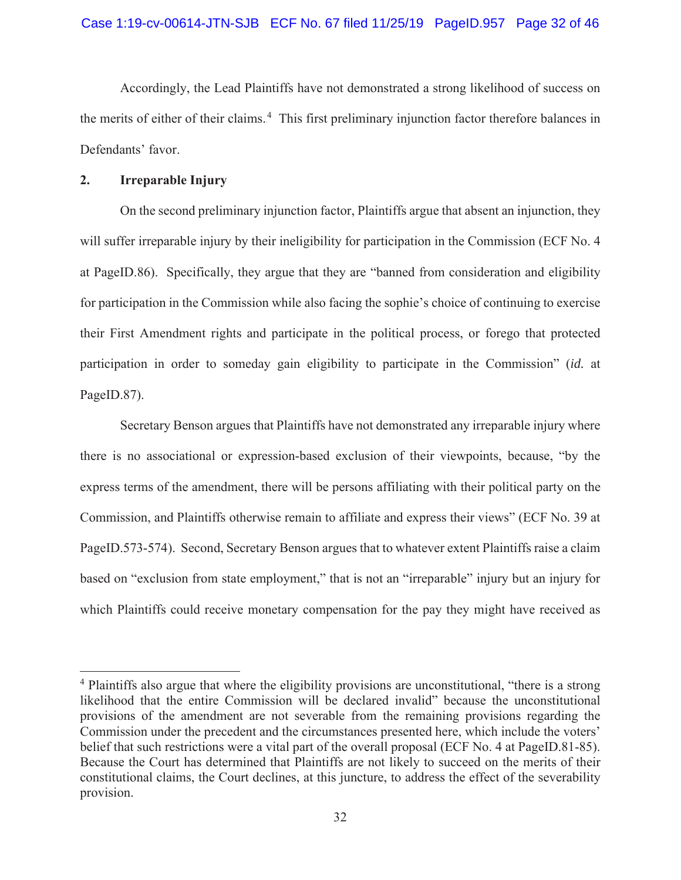Accordingly, the Lead Plaintiffs have not demonstrated a strong likelihood of success on the merits of either of their claims.[4] This first preliminary injunction factor therefore balances in Defendants' favor.

**2. Irreparable Injury**

On the second preliminary injunction factor, Plaintiffs argue that absent an injunction, they will suffer irreparable injury by their ineligibility for participation in the Commission (ECF No. 4 at PageID.86). Specifically, they argue that they are "banned from consideration and eligibility for participation in the Commission while also facing the sophie's choice of continuing to exercise their First Amendment rights and participate in the political process, or forego that protected participation in order to someday gain eligibility to participate in the Commission" (*id.* at PageID.87).

Secretary Benson argues that Plaintiffs have not demonstrated any irreparable injury where there is no associational or expression-based exclusion of their viewpoints, because, "by the express terms of the amendment, there will be persons affiliating with their political party on the Commission, and Plaintiffs otherwise remain to affiliate and express their views" (ECF No. 39 at PageID.573-574). Second, Secretary Benson argues that to whatever extent Plaintiffs raise a claim based on "exclusion from state employment," that is not an "irreparable" injury but an injury for which Plaintiffs could receive monetary compensation for the pay they might have received as

---

[4] Plaintiffs also argue that where the eligibility provisions are unconstitutional, "there is a strong likelihood that the entire Commission will be declared invalid" because the unconstitutional provisions of the amendment are not severable from the remaining provisions regarding the Commission under the precedent and the circumstances presented here, which include the voters' belief that such restrictions were a vital part of the overall proposal (ECF No. 4 at PageID.81-85). Because the Court has determined that Plaintiffs are not likely to succeed on the merits of their constitutional claims, the Court declines, at this juncture, to address the effect of the severability provision.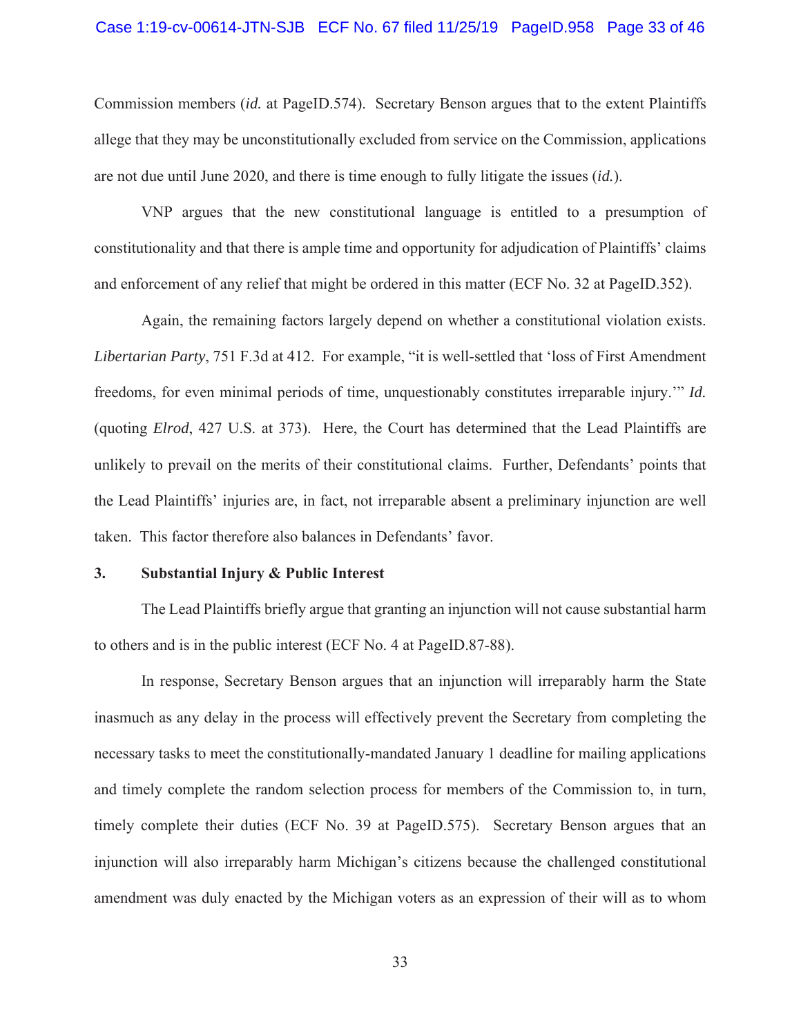Commission members (*id.* at PageID.574). Secretary Benson argues that to the extent Plaintiffs allege that they may be unconstitutionally excluded from service on the Commission, applications are not due until June 2020, and there is time enough to fully litigate the issues (*id.*).

VNP argues that the new constitutional language is entitled to a presumption of constitutionality and that there is ample time and opportunity for adjudication of Plaintiffs' claims and enforcement of any relief that might be ordered in this matter (ECF No. 32 at PageID.352).

Again, the remaining factors largely depend on whether a constitutional violation exists. *Libertarian Party*, 751 F.3d at 412. For example, "it is well-settled that 'loss of First Amendment freedoms, for even minimal periods of time, unquestionably constitutes irreparable injury.'" *Id.* (quoting *Elrod*, 427 U.S. at 373). Here, the Court has determined that the Lead Plaintiffs are unlikely to prevail on the merits of their constitutional claims. Further, Defendants' points that the Lead Plaintiffs' injuries are, in fact, not irreparable absent a preliminary injunction are well taken. This factor therefore also balances in Defendants' favor.

**3. Substantial Injury & Public Interest**

The Lead Plaintiffs briefly argue that granting an injunction will not cause substantial harm to others and is in the public interest (ECF No. 4 at PageID.87-88).

In response, Secretary Benson argues that an injunction will irreparably harm the State inasmuch as any delay in the process will effectively prevent the Secretary from completing the necessary tasks to meet the constitutionally-mandated January 1 deadline for mailing applications and timely complete the random selection process for members of the Commission to, in turn, timely complete their duties (ECF No. 39 at PageID.575). Secretary Benson argues that an injunction will also irreparably harm Michigan's citizens because the challenged constitutional amendment was duly enacted by the Michigan voters as an expression of their will as to whom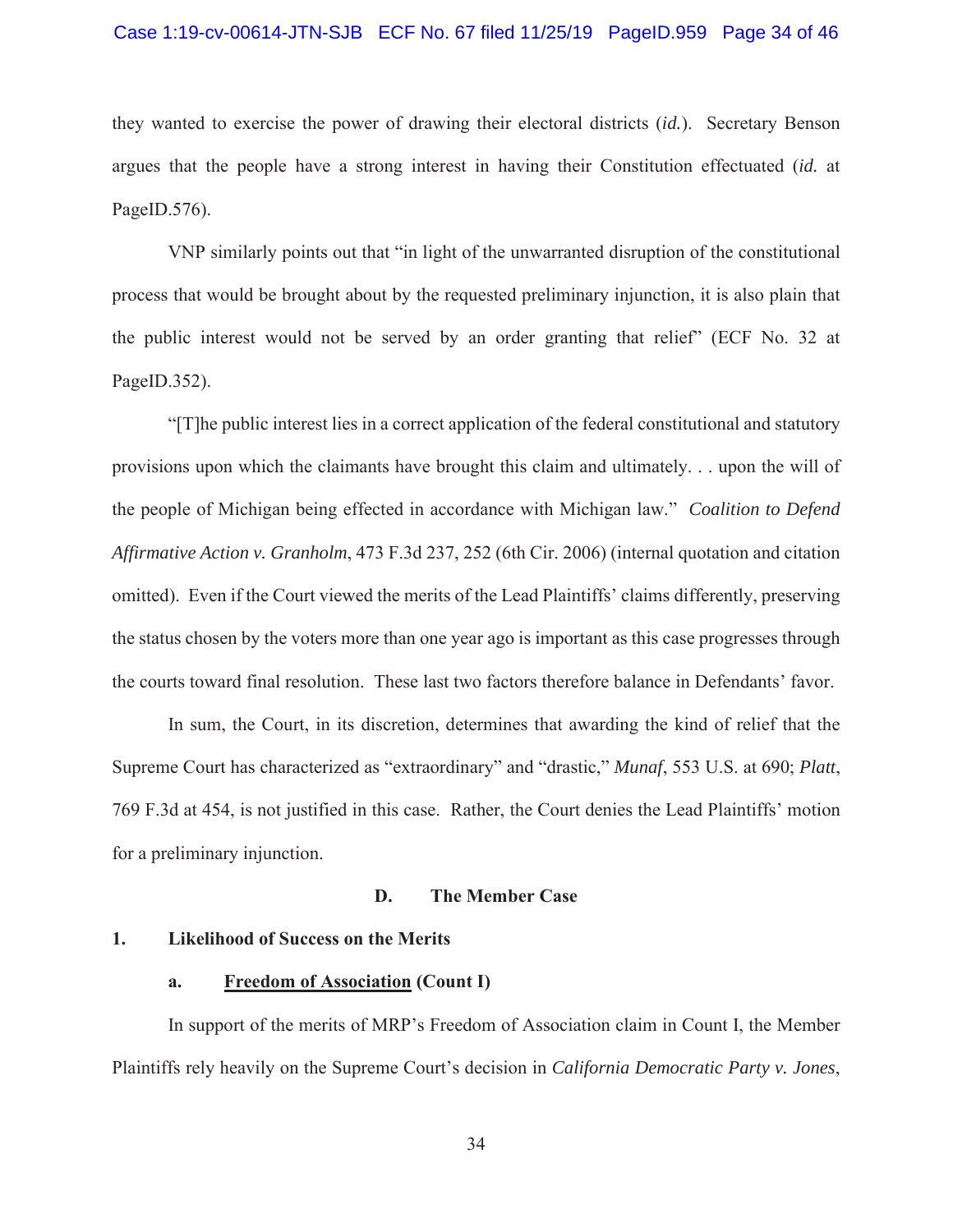they wanted to exercise the power of drawing their electoral districts (*id.*). Secretary Benson argues that the people have a strong interest in having their Constitution effectuated (*id.* at PageID.576).

VNP similarly points out that "in light of the unwarranted disruption of the constitutional process that would be brought about by the requested preliminary injunction, it is also plain that the public interest would not be served by an order granting that relief" (ECF No. 32 at PageID.352).

"[T]he public interest lies in a correct application of the federal constitutional and statutory provisions upon which the claimants have brought this claim and ultimately. . . upon the will of the people of Michigan being effected in accordance with Michigan law." *Coalition to Defend Affirmative Action v. Granholm*, 473 F.3d 237, 252 (6th Cir. 2006) (internal quotation and citation omitted). Even if the Court viewed the merits of the Lead Plaintiffs' claims differently, preserving the status chosen by the voters more than one year ago is important as this case progresses through the courts toward final resolution. These last two factors therefore balance in Defendants' favor.

In sum, the Court, in its discretion, determines that awarding the kind of relief that the Supreme Court has characterized as "extraordinary" and "drastic," *Munaf*, 553 U.S. at 690; *Platt*, 769 F.3d at 454, is not justified in this case. Rather, the Court denies the Lead Plaintiffs' motion for a preliminary injunction.

## D. The Member Case

### 1. Likelihood of Success on the Merits

#### a. Freedom of Association (Count I)

In support of the merits of MRP's Freedom of Association claim in Count I, the Member Plaintiffs rely heavily on the Supreme Court's decision in *California Democratic Party v. Jones*,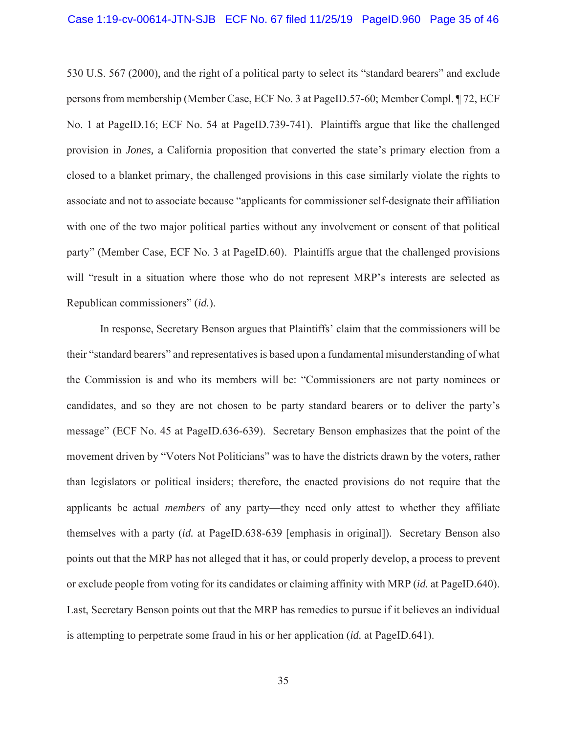530 U.S. 567 (2000), and the right of a political party to select its "standard bearers" and exclude persons from membership (Member Case, ECF No. 3 at PageID.57-60; Member Compl. ¶ 72, ECF No. 1 at PageID.16; ECF No. 54 at PageID.739-741). Plaintiffs argue that like the challenged provision in *Jones,* a California proposition that converted the state's primary election from a closed to a blanket primary, the challenged provisions in this case similarly violate the rights to associate and not to associate because "applicants for commissioner self-designate their affiliation with one of the two major political parties without any involvement or consent of that political party" (Member Case, ECF No. 3 at PageID.60). Plaintiffs argue that the challenged provisions will "result in a situation where those who do not represent MRP's interests are selected as Republican commissioners" (*id.*).

In response, Secretary Benson argues that Plaintiffs' claim that the commissioners will be their "standard bearers" and representatives is based upon a fundamental misunderstanding of what the Commission is and who its members will be: "Commissioners are not party nominees or candidates, and so they are not chosen to be party standard bearers or to deliver the party's message" (ECF No. 45 at PageID.636-639). Secretary Benson emphasizes that the point of the movement driven by "Voters Not Politicians" was to have the districts drawn by the voters, rather than legislators or political insiders; therefore, the enacted provisions do not require that the applicants be actual *members* of any party—they need only attest to whether they affiliate themselves with a party (*id.* at PageID.638-639 [emphasis in original]). Secretary Benson also points out that the MRP has not alleged that it has, or could properly develop, a process to prevent or exclude people from voting for its candidates or claiming affinity with MRP (*id.* at PageID.640). Last, Secretary Benson points out that the MRP has remedies to pursue if it believes an individual is attempting to perpetrate some fraud in his or her application (*id.* at PageID.641).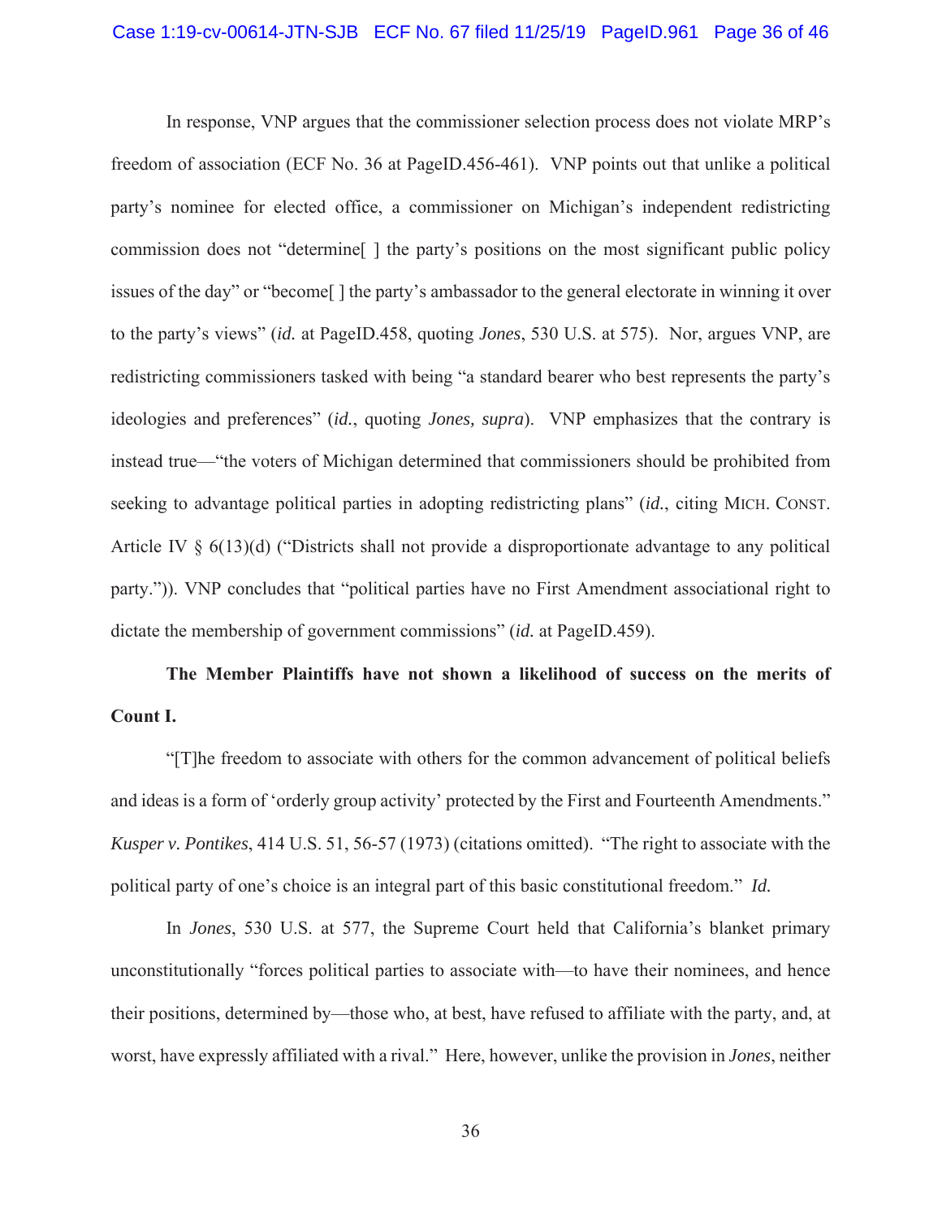In response, VNP argues that the commissioner selection process does not violate MRP's freedom of association (ECF No. 36 at PageID.456-461). VNP points out that unlike a political party's nominee for elected office, a commissioner on Michigan's independent redistricting commission does not "determine[ ] the party's positions on the most significant public policy issues of the day" or "become[ ] the party's ambassador to the general electorate in winning it over to the party's views" (*id.* at PageID.458, quoting *Jones*, 530 U.S. at 575). Nor, argues VNP, are redistricting commissioners tasked with being "a standard bearer who best represents the party's ideologies and preferences" (*id.*, quoting *Jones, supra*). VNP emphasizes that the contrary is instead true—"the voters of Michigan determined that commissioners should be prohibited from seeking to advantage political parties in adopting redistricting plans" (*id.*, citing MICH. CONST. Article IV § 6(13)(d) ("Districts shall not provide a disproportionate advantage to any political party.")). VNP concludes that "political parties have no First Amendment associational right to dictate the membership of government commissions" (*id.* at PageID.459).

**The Member Plaintiffs have not shown a likelihood of success on the merits of Count I.**

"[T]he freedom to associate with others for the common advancement of political beliefs and ideas is a form of 'orderly group activity' protected by the First and Fourteenth Amendments." *Kusper v. Pontikes*, 414 U.S. 51, 56-57 (1973) (citations omitted). "The right to associate with the political party of one's choice is an integral part of this basic constitutional freedom." *Id.*

In *Jones*, 530 U.S. at 577, the Supreme Court held that California's blanket primary unconstitutionally "forces political parties to associate with—to have their nominees, and hence their positions, determined by—those who, at best, have refused to affiliate with the party, and, at worst, have expressly affiliated with a rival." Here, however, unlike the provision in *Jones*, neither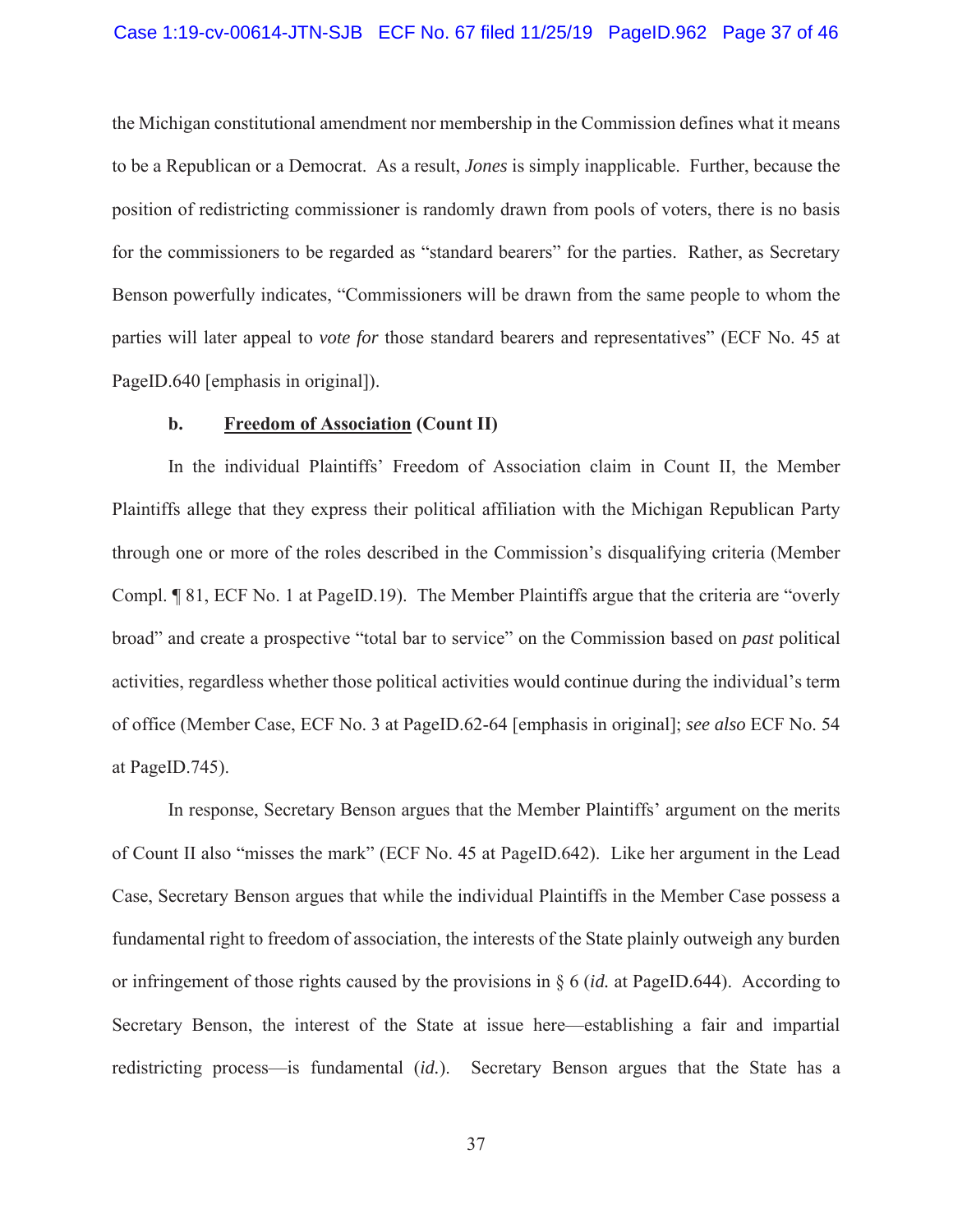the Michigan constitutional amendment nor membership in the Commission defines what it means to be a Republican or a Democrat. As a result, *Jones* is simply inapplicable. Further, because the position of redistricting commissioner is randomly drawn from pools of voters, there is no basis for the commissioners to be regarded as "standard bearers" for the parties. Rather, as Secretary Benson powerfully indicates, "Commissioners will be drawn from the same people to whom the parties will later appeal to *vote for* those standard bearers and representatives" (ECF No. 45 at PageID.640 [emphasis in original]).

**b. <u>Freedom of Association</u> (Count II)**

In the individual Plaintiffs' Freedom of Association claim in Count II, the Member Plaintiffs allege that they express their political affiliation with the Michigan Republican Party through one or more of the roles described in the Commission's disqualifying criteria (Member Compl. ¶ 81, ECF No. 1 at PageID.19). The Member Plaintiffs argue that the criteria are "overly broad" and create a prospective "total bar to service" on the Commission based on *past* political activities, regardless whether those political activities would continue during the individual's term of office (Member Case, ECF No. 3 at PageID.62-64 [emphasis in original]; *see also* ECF No. 54 at PageID.745).

In response, Secretary Benson argues that the Member Plaintiffs' argument on the merits of Count II also "misses the mark" (ECF No. 45 at PageID.642). Like her argument in the Lead Case, Secretary Benson argues that while the individual Plaintiffs in the Member Case possess a fundamental right to freedom of association, the interests of the State plainly outweigh any burden or infringement of those rights caused by the provisions in § 6 (*id.* at PageID.644). According to Secretary Benson, the interest of the State at issue here—establishing a fair and impartial redistricting process—is fundamental (*id.*). Secretary Benson argues that the State has a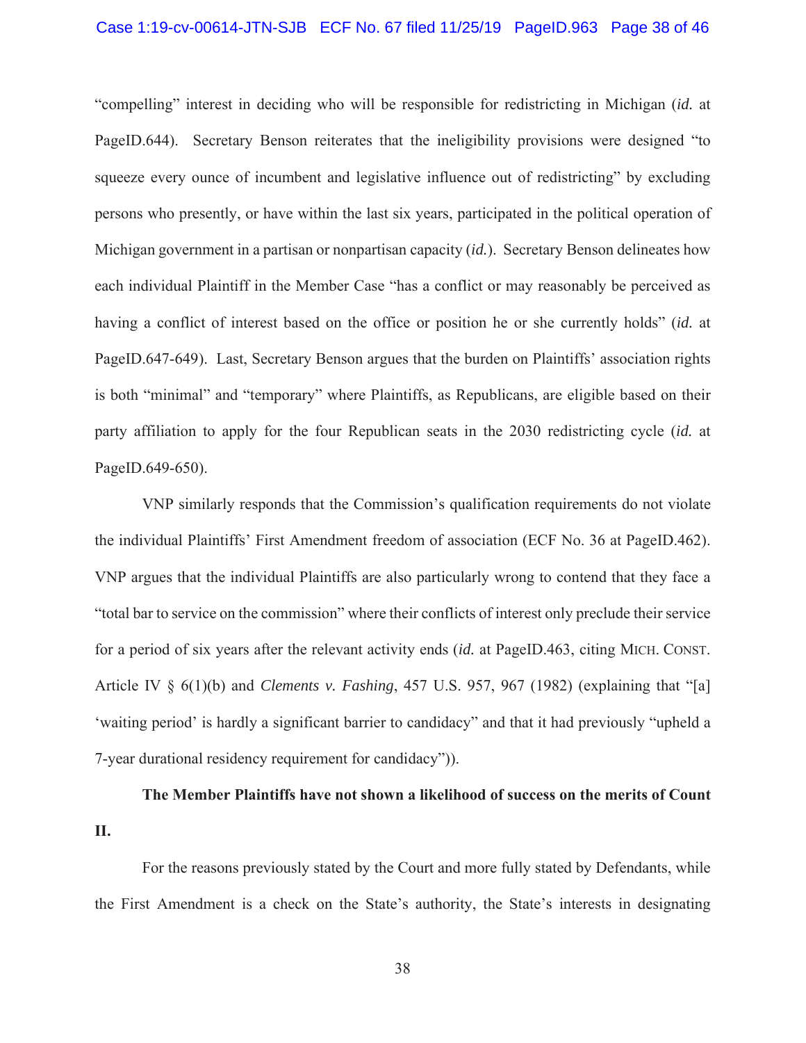"compelling" interest in deciding who will be responsible for redistricting in Michigan (*id.* at PageID.644). Secretary Benson reiterates that the ineligibility provisions were designed "to squeeze every ounce of incumbent and legislative influence out of redistricting" by excluding persons who presently, or have within the last six years, participated in the political operation of Michigan government in a partisan or nonpartisan capacity (*id.*). Secretary Benson delineates how each individual Plaintiff in the Member Case "has a conflict or may reasonably be perceived as having a conflict of interest based on the office or position he or she currently holds" (*id.* at PageID.647-649). Last, Secretary Benson argues that the burden on Plaintiffs' association rights is both "minimal" and "temporary" where Plaintiffs, as Republicans, are eligible based on their party affiliation to apply for the four Republican seats in the 2030 redistricting cycle (*id.* at PageID.649-650).

VNP similarly responds that the Commission's qualification requirements do not violate the individual Plaintiffs' First Amendment freedom of association (ECF No. 36 at PageID.462). VNP argues that the individual Plaintiffs are also particularly wrong to contend that they face a "total bar to service on the commission" where their conflicts of interest only preclude their service for a period of six years after the relevant activity ends (*id.* at PageID.463, citing MICH. CONST. Article IV § 6(1)(b) and *Clements v. Fashing*, 457 U.S. 957, 967 (1982) (explaining that "[a] 'waiting period' is hardly a significant barrier to candidacy" and that it had previously "upheld a 7-year durational residency requirement for candidacy")).

**The Member Plaintiffs have not shown a likelihood of success on the merits of Count II.**

For the reasons previously stated by the Court and more fully stated by Defendants, while the First Amendment is a check on the State's authority, the State's interests in designating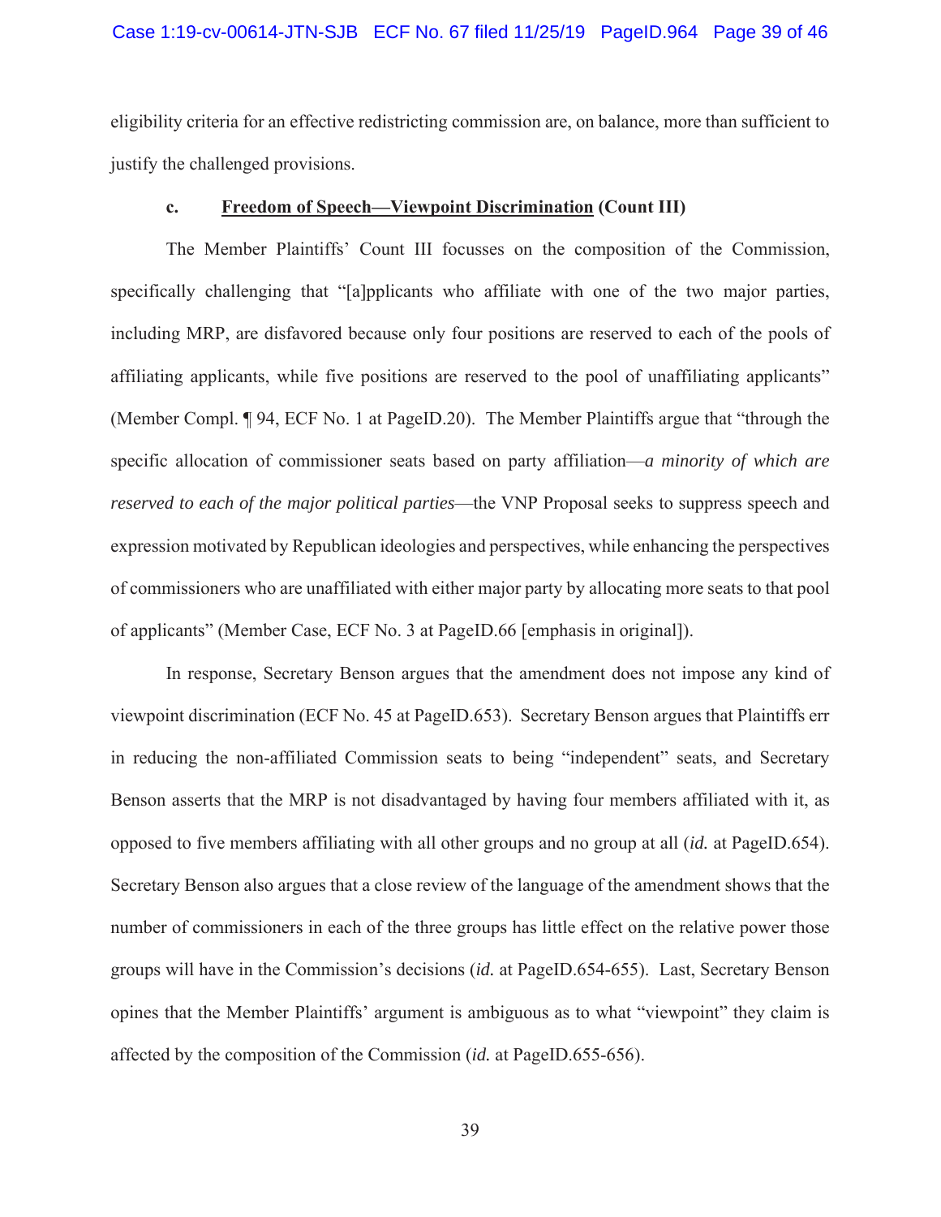eligibility criteria for an effective redistricting commission are, on balance, more than sufficient to justify the challenged provisions.

**c. <u>Freedom of Speech—Viewpoint Discrimination</u> (Count III)**

The Member Plaintiffs' Count III focusses on the composition of the Commission, specifically challenging that "[a]pplicants who affiliate with one of the two major parties, including MRP, are disfavored because only four positions are reserved to each of the pools of affiliating applicants, while five positions are reserved to the pool of unaffiliating applicants" (Member Compl. ¶ 94, ECF No. 1 at PageID.20). The Member Plaintiffs argue that "through the specific allocation of commissioner seats based on party affiliation—*a minority of which are reserved to each of the major political parties*—the VNP Proposal seeks to suppress speech and expression motivated by Republican ideologies and perspectives, while enhancing the perspectives of commissioners who are unaffiliated with either major party by allocating more seats to that pool of applicants" (Member Case, ECF No. 3 at PageID.66 [emphasis in original]).

In response, Secretary Benson argues that the amendment does not impose any kind of viewpoint discrimination (ECF No. 45 at PageID.653). Secretary Benson argues that Plaintiffs err in reducing the non-affiliated Commission seats to being "independent" seats, and Secretary Benson asserts that the MRP is not disadvantaged by having four members affiliated with it, as opposed to five members affiliating with all other groups and no group at all (*id.* at PageID.654). Secretary Benson also argues that a close review of the language of the amendment shows that the number of commissioners in each of the three groups has little effect on the relative power those groups will have in the Commission's decisions (*id.* at PageID.654-655). Last, Secretary Benson opines that the Member Plaintiffs' argument is ambiguous as to what "viewpoint" they claim is affected by the composition of the Commission (*id.* at PageID.655-656).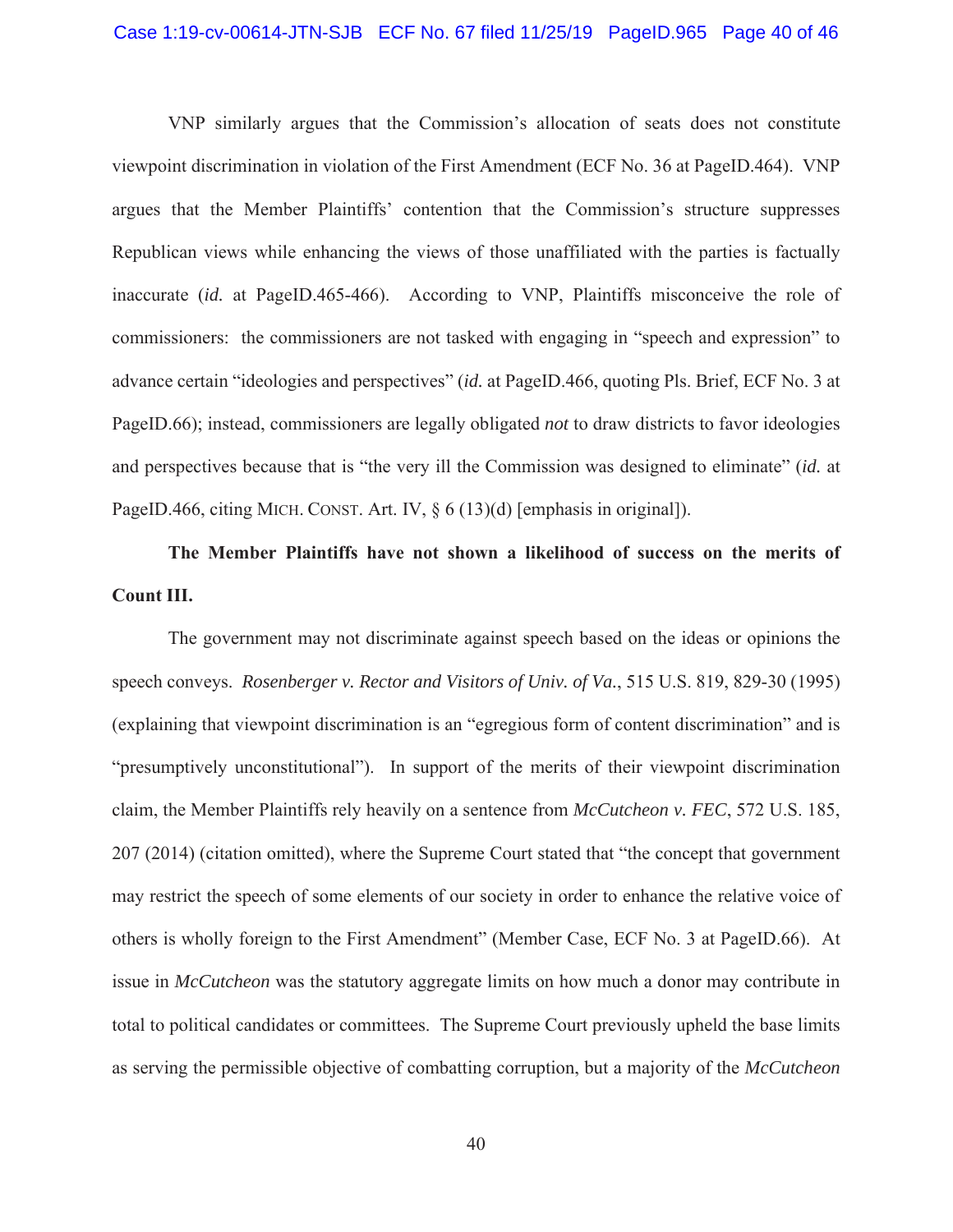VNP similarly argues that the Commission's allocation of seats does not constitute viewpoint discrimination in violation of the First Amendment (ECF No. 36 at PageID.464). VNP argues that the Member Plaintiffs' contention that the Commission's structure suppresses Republican views while enhancing the views of those unaffiliated with the parties is factually inaccurate (*id.* at PageID.465-466). According to VNP, Plaintiffs misconceive the role of commissioners: the commissioners are not tasked with engaging in "speech and expression" to advance certain "ideologies and perspectives" (*id.* at PageID.466, quoting Pls. Brief, ECF No. 3 at PageID.66); instead, commissioners are legally obligated *not* to draw districts to favor ideologies and perspectives because that is "the very ill the Commission was designed to eliminate" (*id.* at PageID.466, citing MICH. CONST. Art. IV, § 6 (13)(d) [emphasis in original]).

**The Member Plaintiffs have not shown a likelihood of success on the merits of Count III.**

The government may not discriminate against speech based on the ideas or opinions the speech conveys. *Rosenberger v. Rector and Visitors of Univ. of Va.*, 515 U.S. 819, 829-30 (1995) (explaining that viewpoint discrimination is an "egregious form of content discrimination" and is "presumptively unconstitutional"). In support of the merits of their viewpoint discrimination claim, the Member Plaintiffs rely heavily on a sentence from *McCutcheon v. FEC*, 572 U.S. 185, 207 (2014) (citation omitted), where the Supreme Court stated that "the concept that government may restrict the speech of some elements of our society in order to enhance the relative voice of others is wholly foreign to the First Amendment" (Member Case, ECF No. 3 at PageID.66). At issue in *McCutcheon* was the statutory aggregate limits on how much a donor may contribute in total to political candidates or committees. The Supreme Court previously upheld the base limits as serving the permissible objective of combatting corruption, but a majority of the *McCutcheon*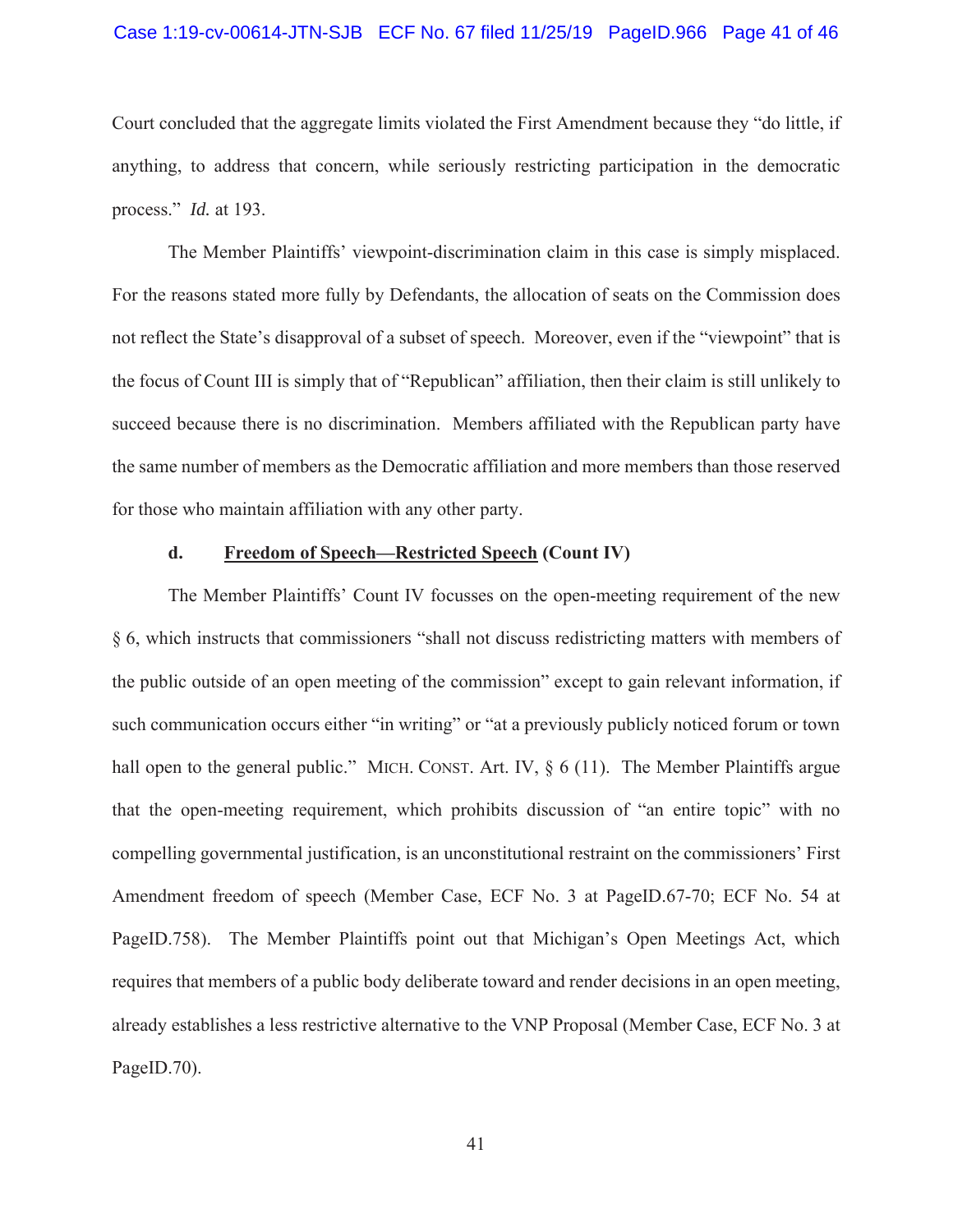Court concluded that the aggregate limits violated the First Amendment because they "do little, if anything, to address that concern, while seriously restricting participation in the democratic process." *Id.* at 193.

The Member Plaintiffs' viewpoint-discrimination claim in this case is simply misplaced. For the reasons stated more fully by Defendants, the allocation of seats on the Commission does not reflect the State's disapproval of a subset of speech. Moreover, even if the "viewpoint" that is the focus of Count III is simply that of "Republican" affiliation, then their claim is still unlikely to succeed because there is no discrimination. Members affiliated with the Republican party have the same number of members as the Democratic affiliation and more members than those reserved for those who maintain affiliation with any other party.

**d. <u>Freedom of Speech—Restricted Speech</u> (Count IV)**

The Member Plaintiffs' Count IV focusses on the open-meeting requirement of the new § 6, which instructs that commissioners "shall not discuss redistricting matters with members of the public outside of an open meeting of the commission" except to gain relevant information, if such communication occurs either "in writing" or "at a previously publicly noticed forum or town hall open to the general public." MICH. CONST. Art. IV, § 6 (11). The Member Plaintiffs argue that the open-meeting requirement, which prohibits discussion of "an entire topic" with no compelling governmental justification, is an unconstitutional restraint on the commissioners' First Amendment freedom of speech (Member Case, ECF No. 3 at PageID.67-70; ECF No. 54 at PageID.758). The Member Plaintiffs point out that Michigan's Open Meetings Act, which requires that members of a public body deliberate toward and render decisions in an open meeting, already establishes a less restrictive alternative to the VNP Proposal (Member Case, ECF No. 3 at PageID.70).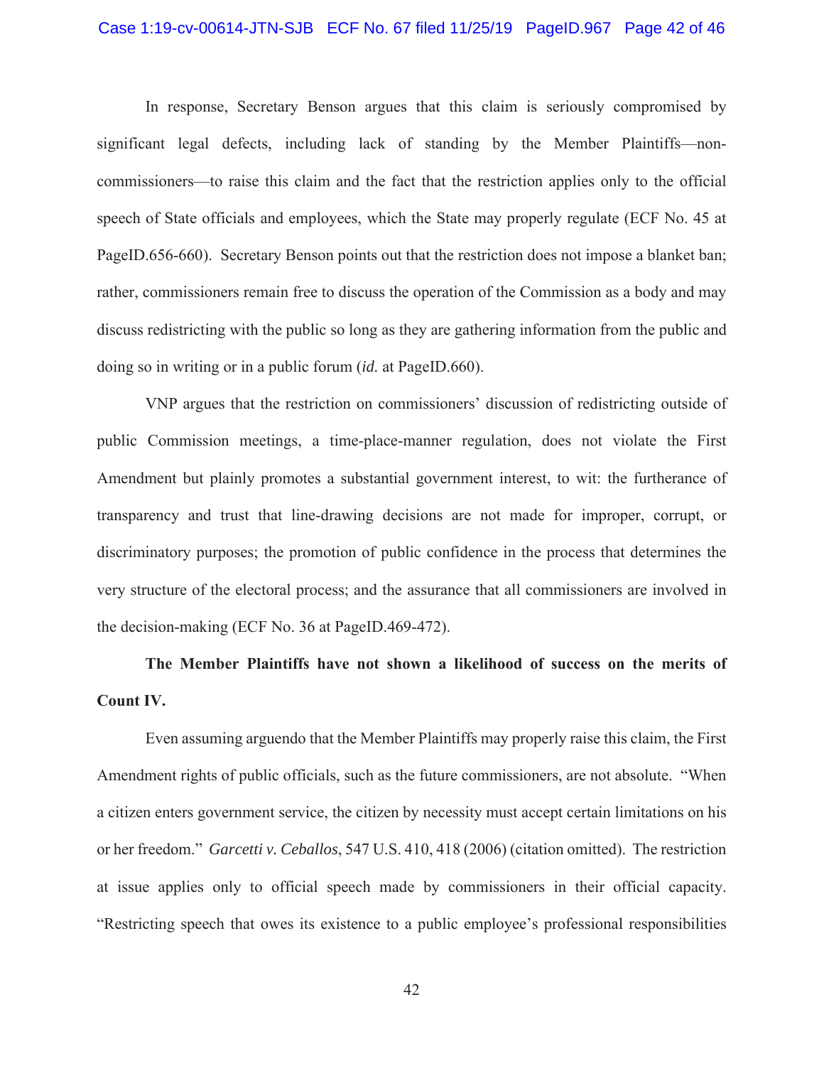In response, Secretary Benson argues that this claim is seriously compromised by significant legal defects, including lack of standing by the Member Plaintiffs—non-commissioners—to raise this claim and the fact that the restriction applies only to the official speech of State officials and employees, which the State may properly regulate (ECF No. 45 at PageID.656-660). Secretary Benson points out that the restriction does not impose a blanket ban; rather, commissioners remain free to discuss the operation of the Commission as a body and may discuss redistricting with the public so long as they are gathering information from the public and doing so in writing or in a public forum (*id.* at PageID.660).

VNP argues that the restriction on commissioners' discussion of redistricting outside of public Commission meetings, a time-place-manner regulation, does not violate the First Amendment but plainly promotes a substantial government interest, to wit: the furtherance of transparency and trust that line-drawing decisions are not made for improper, corrupt, or discriminatory purposes; the promotion of public confidence in the process that determines the very structure of the electoral process; and the assurance that all commissioners are involved in the decision-making (ECF No. 36 at PageID.469-472).

**The Member Plaintiffs have not shown a likelihood of success on the merits of Count IV.**

Even assuming arguendo that the Member Plaintiffs may properly raise this claim, the First Amendment rights of public officials, such as the future commissioners, are not absolute. "When a citizen enters government service, the citizen by necessity must accept certain limitations on his or her freedom." *Garcetti v. Ceballos*, 547 U.S. 410, 418 (2006) (citation omitted). The restriction at issue applies only to official speech made by commissioners in their official capacity. "Restricting speech that owes its existence to a public employee's professional responsibilities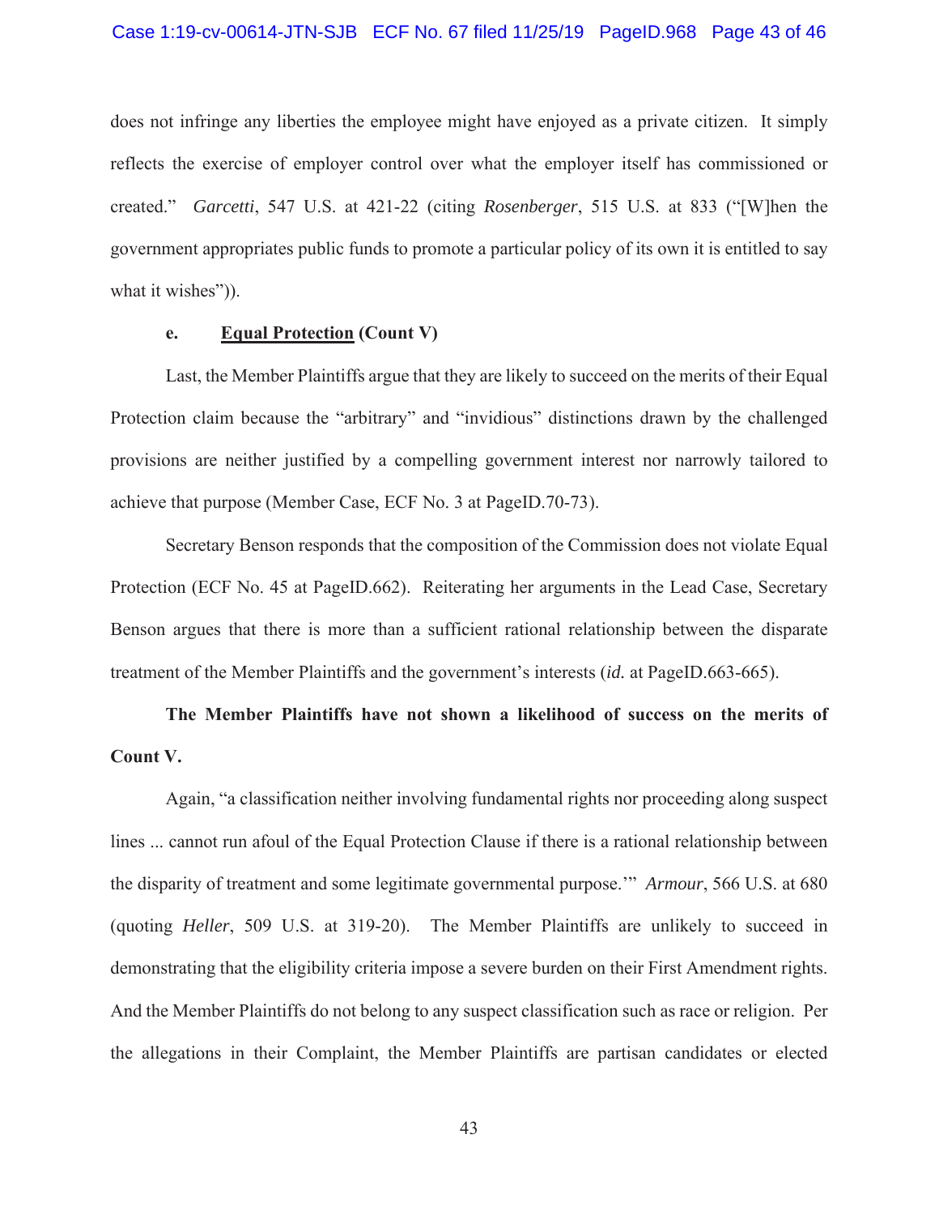does not infringe any liberties the employee might have enjoyed as a private citizen. It simply reflects the exercise of employer control over what the employer itself has commissioned or created." *Garcetti*, 547 U.S. at 421-22 (citing *Rosenberger*, 515 U.S. at 833 ("[W]hen the government appropriates public funds to promote a particular policy of its own it is entitled to say what it wishes")).

**e. <u>Equal Protection</u> (Count V)**

Last, the Member Plaintiffs argue that they are likely to succeed on the merits of their Equal Protection claim because the "arbitrary" and "invidious" distinctions drawn by the challenged provisions are neither justified by a compelling government interest nor narrowly tailored to achieve that purpose (Member Case, ECF No. 3 at PageID.70-73).

Secretary Benson responds that the composition of the Commission does not violate Equal Protection (ECF No. 45 at PageID.662). Reiterating her arguments in the Lead Case, Secretary Benson argues that there is more than a sufficient rational relationship between the disparate treatment of the Member Plaintiffs and the government's interests (*id.* at PageID.663-665).

**The Member Plaintiffs have not shown a likelihood of success on the merits of Count V.**

Again, "a classification neither involving fundamental rights nor proceeding along suspect lines ... cannot run afoul of the Equal Protection Clause if there is a rational relationship between the disparity of treatment and some legitimate governmental purpose.'" *Armour*, 566 U.S. at 680 (quoting *Heller*, 509 U.S. at 319-20). The Member Plaintiffs are unlikely to succeed in demonstrating that the eligibility criteria impose a severe burden on their First Amendment rights. And the Member Plaintiffs do not belong to any suspect classification such as race or religion. Per the allegations in their Complaint, the Member Plaintiffs are partisan candidates or elected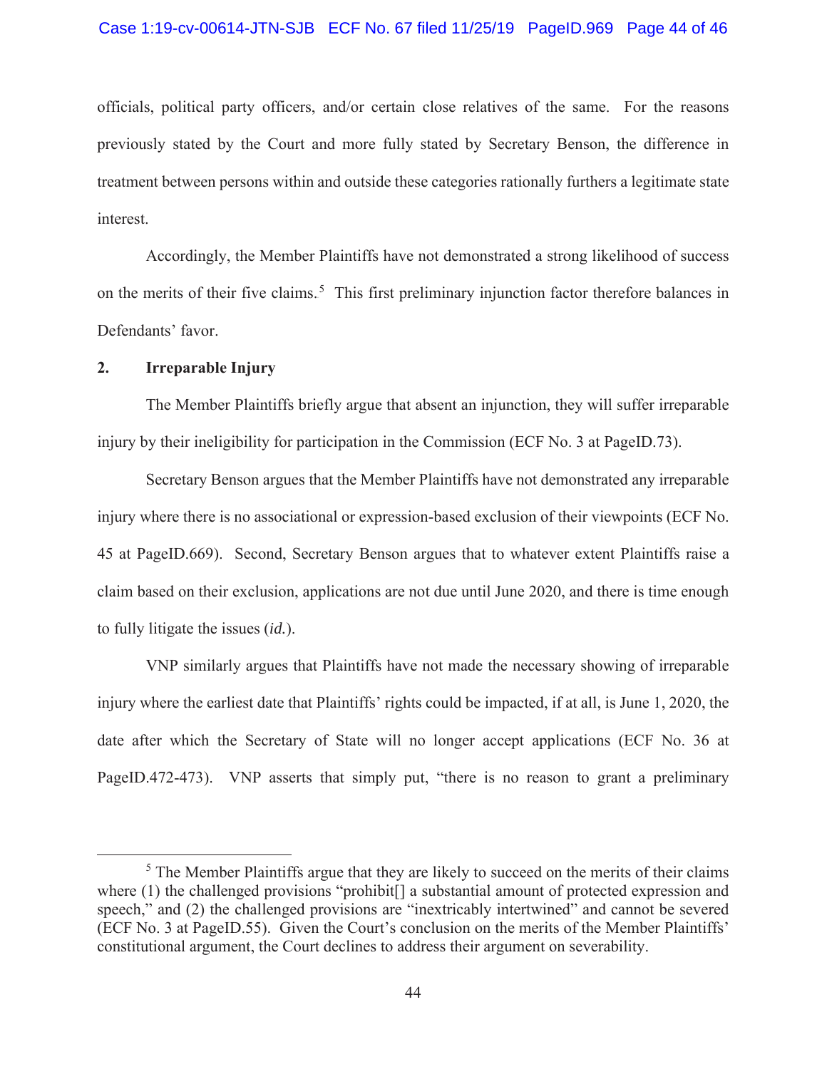officials, political party officers, and/or certain close relatives of the same. For the reasons previously stated by the Court and more fully stated by Secretary Benson, the difference in treatment between persons within and outside these categories rationally furthers a legitimate state interest.

Accordingly, the Member Plaintiffs have not demonstrated a strong likelihood of success on the merits of their five claims.[5] This first preliminary injunction factor therefore balances in Defendants' favor.

**2. Irreparable Injury**

The Member Plaintiffs briefly argue that absent an injunction, they will suffer irreparable injury by their ineligibility for participation in the Commission (ECF No. 3 at PageID.73).

Secretary Benson argues that the Member Plaintiffs have not demonstrated any irreparable injury where there is no associational or expression-based exclusion of their viewpoints (ECF No. 45 at PageID.669). Second, Secretary Benson argues that to whatever extent Plaintiffs raise a claim based on their exclusion, applications are not due until June 2020, and there is time enough to fully litigate the issues (*id.*).

VNP similarly argues that Plaintiffs have not made the necessary showing of irreparable injury where the earliest date that Plaintiffs' rights could be impacted, if at all, is June 1, 2020, the date after which the Secretary of State will no longer accept applications (ECF No. 36 at PageID.472-473). VNP asserts that simply put, "there is no reason to grant a preliminary

[5] The Member Plaintiffs argue that they are likely to succeed on the merits of their claims where (1) the challenged provisions "prohibit[] a substantial amount of protected expression and speech," and (2) the challenged provisions are "inextricably intertwined" and cannot be severed (ECF No. 3 at PageID.55). Given the Court's conclusion on the merits of the Member Plaintiffs' constitutional argument, the Court declines to address their argument on severability.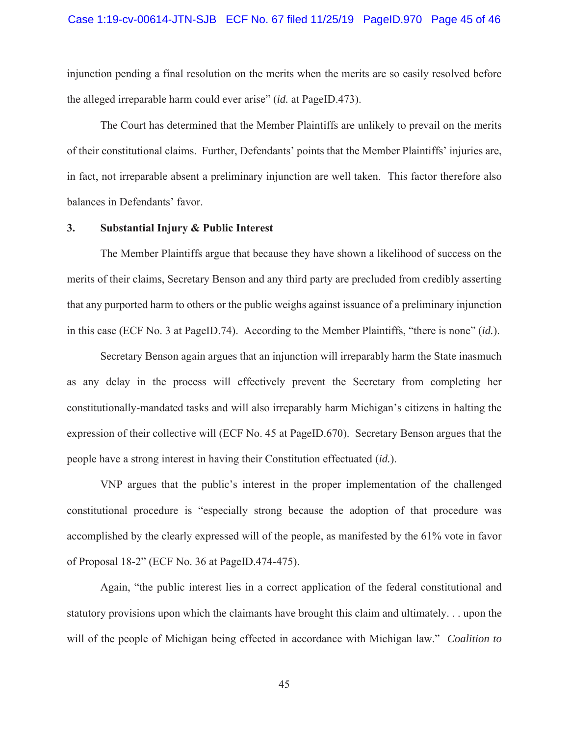injunction pending a final resolution on the merits when the merits are so easily resolved before the alleged irreparable harm could ever arise" (*id.* at PageID.473).

The Court has determined that the Member Plaintiffs are unlikely to prevail on the merits of their constitutional claims. Further, Defendants' points that the Member Plaintiffs' injuries are, in fact, not irreparable absent a preliminary injunction are well taken. This factor therefore also balances in Defendants' favor.

**3. Substantial Injury & Public Interest**

The Member Plaintiffs argue that because they have shown a likelihood of success on the merits of their claims, Secretary Benson and any third party are precluded from credibly asserting that any purported harm to others or the public weighs against issuance of a preliminary injunction in this case (ECF No. 3 at PageID.74). According to the Member Plaintiffs, "there is none" (*id.*).

Secretary Benson again argues that an injunction will irreparably harm the State inasmuch as any delay in the process will effectively prevent the Secretary from completing her constitutionally-mandated tasks and will also irreparably harm Michigan's citizens in halting the expression of their collective will (ECF No. 45 at PageID.670). Secretary Benson argues that the people have a strong interest in having their Constitution effectuated (*id.*).

VNP argues that the public's interest in the proper implementation of the challenged constitutional procedure is "especially strong because the adoption of that procedure was accomplished by the clearly expressed will of the people, as manifested by the 61% vote in favor of Proposal 18-2" (ECF No. 36 at PageID.474-475).

Again, "the public interest lies in a correct application of the federal constitutional and statutory provisions upon which the claimants have brought this claim and ultimately. . . upon the will of the people of Michigan being effected in accordance with Michigan law." *Coalition to*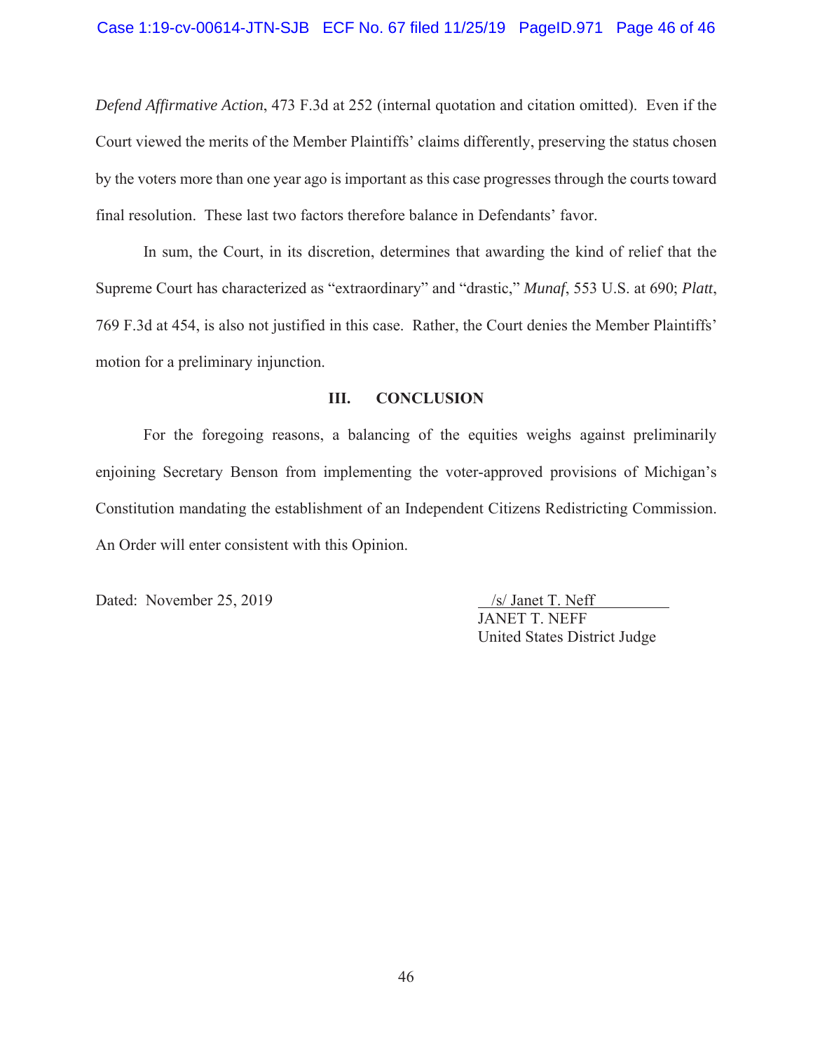*Defend Affirmative Action*, 473 F.3d at 252 (internal quotation and citation omitted). Even if the Court viewed the merits of the Member Plaintiffs' claims differently, preserving the status chosen by the voters more than one year ago is important as this case progresses through the courts toward final resolution. These last two factors therefore balance in Defendants' favor.

In sum, the Court, in its discretion, determines that awarding the kind of relief that the Supreme Court has characterized as "extraordinary" and "drastic," *Munaf*, 553 U.S. at 690; *Platt*, 769 F.3d at 454, is also not justified in this case. Rather, the Court denies the Member Plaintiffs' motion for a preliminary injunction.

## III. CONCLUSION

For the foregoing reasons, a balancing of the equities weighs against preliminarily enjoining Secretary Benson from implementing the voter-approved provisions of Michigan's Constitution mandating the establishment of an Independent Citizens Redistricting Commission. An Order will enter consistent with this Opinion.

Dated: November 25, 2019

/s/ Janet T. Neff
JANET T. NEFF
United States District Judge